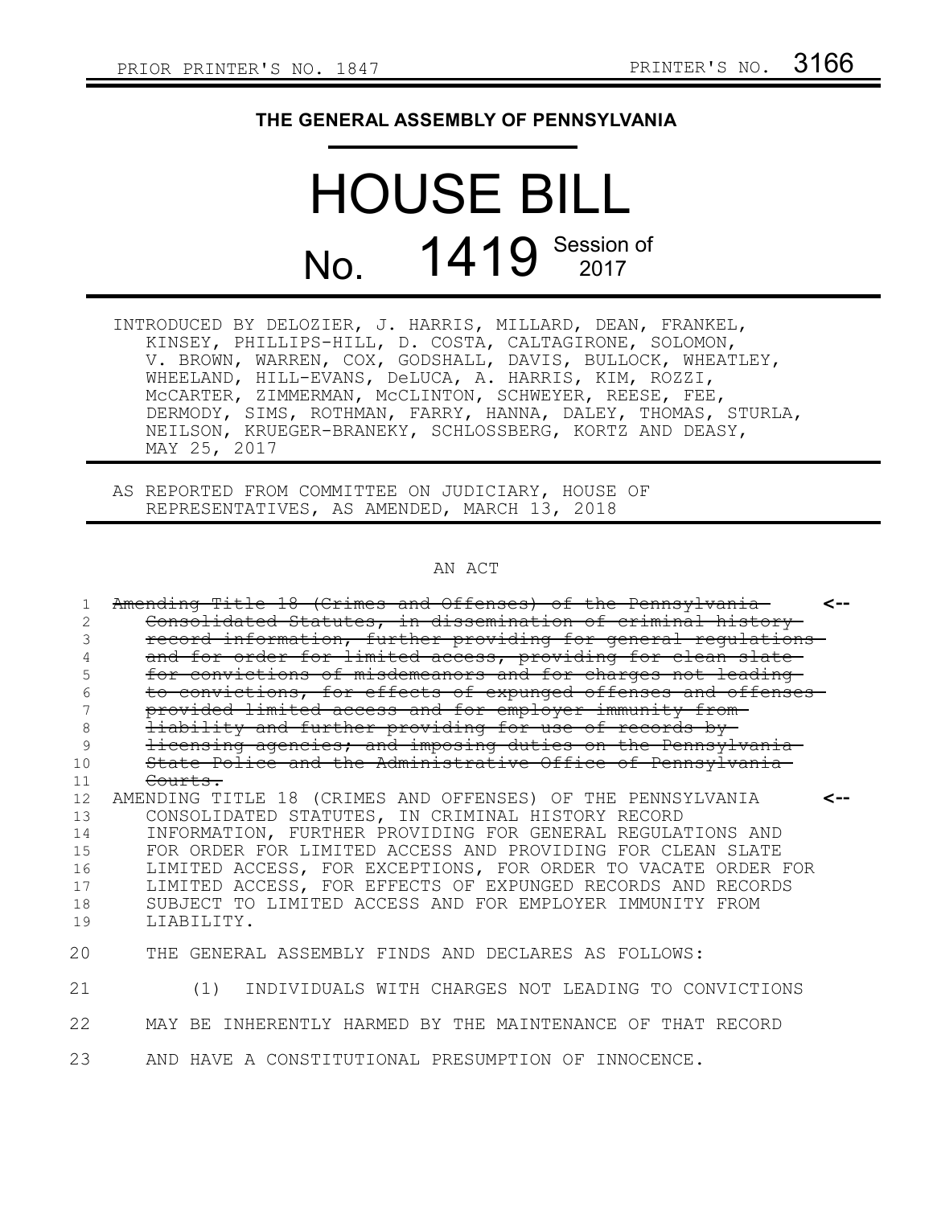PRIOR PRINTER'S NO. 1847 PRINTER'S NO. 3166

# THE GENERAL ASSEMBLY OF PENNSYLVANIA

# HOUSE BILL

## No. 1419 Session of 2017

INTRODUCED BY DELOZIER, J. HARRIS, MILLARD, DEAN, FRANKEL, KINSEY, PHILLIPS-HILL, D. COSTA, CALTAGIRONE, SOLOMON, V. BROWN, WARREN, COX, GODSHALL, DAVIS, BULLOCK, WHEATLEY, WHEELAND, HILL-EVANS, DeLUCA, A. HARRIS, KIM, ROZZI, McCARTER, ZIMMERMAN, McCLINTON, SCHWEYER, REESE, FEE, DERMODY, SIMS, ROTHMAN, FARRY, HANNA, DALEY, THOMAS, STURLA, NEILSON, KRUEGER-BRANEKY, SCHLOSSBERG, KORTZ AND DEASY, MAY 25, 2017

AS REPORTED FROM COMMITTEE ON JUDICIARY, HOUSE OF REPRESENTATIVES, AS AMENDED, MARCH 13, 2018

AN ACT

1 ~~Amending Title 18 (Crimes and Offenses) of the Pennsylvania~~ <--
2 ~~Consolidated Statutes, in dissemination of criminal history~~
3 ~~record information, further providing for general regulations~~
4 ~~and for order for limited access, providing for clean slate~~
5 ~~for convictions of misdemeanors and for charges not leading~~
6 ~~to convictions, for effects of expunged offenses and offenses~~
7 ~~provided limited access and for employer immunity from~~
8 ~~liability and further providing for use of records by~~
9 ~~licensing agencies; and imposing duties on the Pennsylvania~~
10 ~~State Police and the Administrative Office of Pennsylvania~~
11 ~~Courts.~~
12 AMENDING TITLE 18 (CRIMES AND OFFENSES) OF THE PENNSYLVANIA <--
13 CONSOLIDATED STATUTES, IN CRIMINAL HISTORY RECORD
14 INFORMATION, FURTHER PROVIDING FOR GENERAL REGULATIONS AND
15 FOR ORDER FOR LIMITED ACCESS AND PROVIDING FOR CLEAN SLATE
16 LIMITED ACCESS, FOR EXCEPTIONS, FOR ORDER TO VACATE ORDER FOR
17 LIMITED ACCESS, FOR EFFECTS OF EXPUNGED RECORDS AND RECORDS
18 SUBJECT TO LIMITED ACCESS AND FOR EMPLOYER IMMUNITY FROM
19 LIABILITY.

20 THE GENERAL ASSEMBLY FINDS AND DECLARES AS FOLLOWS:

21 (1) INDIVIDUALS WITH CHARGES NOT LEADING TO CONVICTIONS
22 MAY BE INHERENTLY HARMED BY THE MAINTENANCE OF THAT RECORD
23 AND HAVE A CONSTITUTIONAL PRESUMPTION OF INNOCENCE.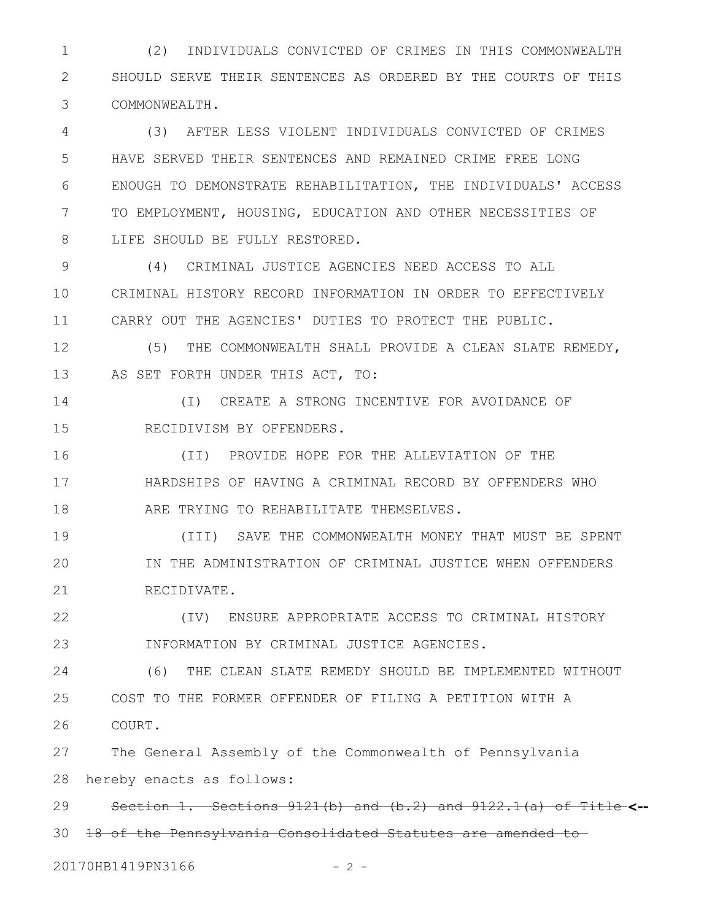(2) INDIVIDUALS CONVICTED OF CRIMES IN THIS COMMONWEALTH SHOULD SERVE THEIR SENTENCES AS ORDERED BY THE COURTS OF THIS COMMONWEALTH.

(3) AFTER LESS VIOLENT INDIVIDUALS CONVICTED OF CRIMES HAVE SERVED THEIR SENTENCES AND REMAINED CRIME FREE LONG ENOUGH TO DEMONSTRATE REHABILITATION, THE INDIVIDUALS' ACCESS TO EMPLOYMENT, HOUSING, EDUCATION AND OTHER NECESSITIES OF LIFE SHOULD BE FULLY RESTORED.

(4) CRIMINAL JUSTICE AGENCIES NEED ACCESS TO ALL CRIMINAL HISTORY RECORD INFORMATION IN ORDER TO EFFECTIVELY CARRY OUT THE AGENCIES' DUTIES TO PROTECT THE PUBLIC.

(5) THE COMMONWEALTH SHALL PROVIDE A CLEAN SLATE REMEDY, AS SET FORTH UNDER THIS ACT, TO:

(I) CREATE A STRONG INCENTIVE FOR AVOIDANCE OF RECIDIVISM BY OFFENDERS.

(II) PROVIDE HOPE FOR THE ALLEVIATION OF THE HARDSHIPS OF HAVING A CRIMINAL RECORD BY OFFENDERS WHO ARE TRYING TO REHABILITATE THEMSELVES.

(III) SAVE THE COMMONWEALTH MONEY THAT MUST BE SPENT IN THE ADMINISTRATION OF CRIMINAL JUSTICE WHEN OFFENDERS RECIDIVATE.

(IV) ENSURE APPROPRIATE ACCESS TO CRIMINAL HISTORY INFORMATION BY CRIMINAL JUSTICE AGENCIES.

(6) THE CLEAN SLATE REMEDY SHOULD BE IMPLEMENTED WITHOUT COST TO THE FORMER OFFENDER OF FILING A PETITION WITH A COURT.

The General Assembly of the Commonwealth of Pennsylvania hereby enacts as follows:

~~Section 1. Sections 9121(b) and (b.2) and 9122.1(a) of Title 18 of the Pennsylvania Consolidated Statutes are amended to~~ <--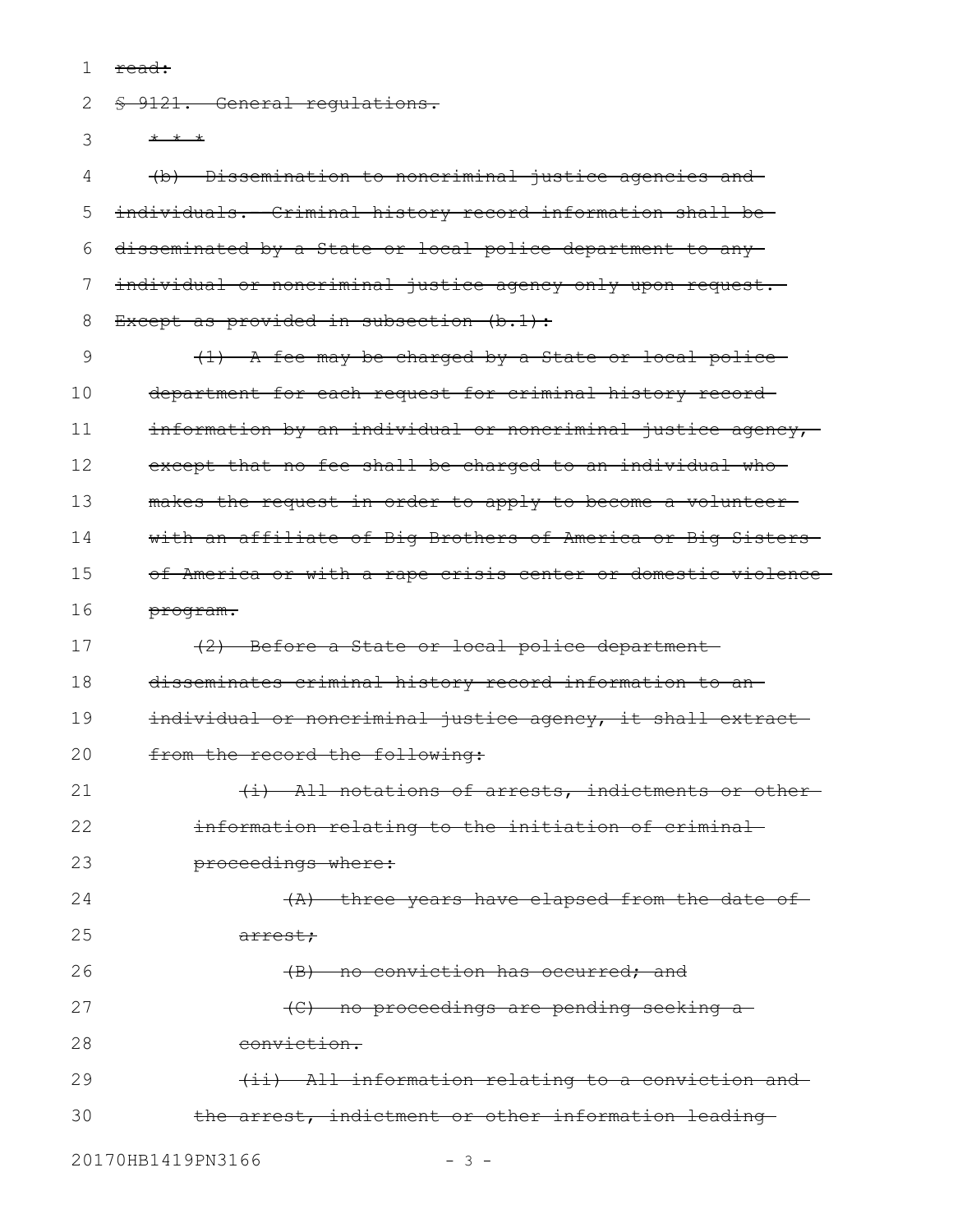~~read:~~

~~§ 9121. General regulations.~~

~~* * *~~

~~(b) Dissemination to noncriminal justice agencies and individuals. Criminal history record information shall be disseminated by a State or local police department to any individual or noncriminal justice agency only upon request. Except as provided in subsection (b.1):~~

~~(1) A fee may be charged by a State or local police department for each request for criminal history record information by an individual or noncriminal justice agency, except that no fee shall be charged to an individual who makes the request in order to apply to become a volunteer with an affiliate of Big Brothers of America or Big Sisters of America or with a rape crisis center or domestic violence program.~~

~~(2) Before a State or local police department disseminates criminal history record information to an individual or noncriminal justice agency, it shall extract from the record the following:~~

~~(i) All notations of arrests, indictments or other information relating to the initiation of criminal proceedings where:~~

~~(A) three years have elapsed from the date of arrest;~~

~~(B) no conviction has occurred; and~~

~~(C) no proceedings are pending seeking a conviction.~~

~~(ii) All information relating to a conviction and the arrest, indictment or other information leading~~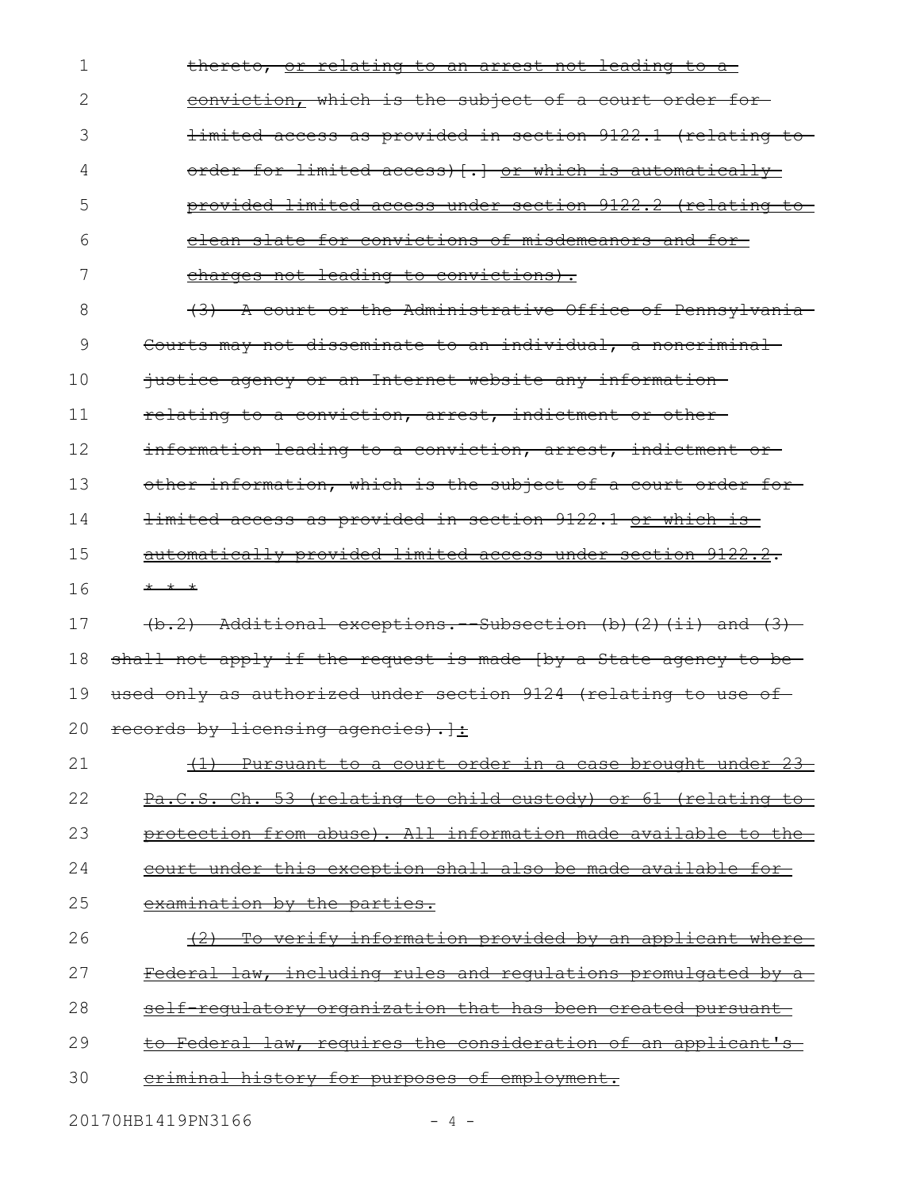thereto, or relating to an arrest not leading to a conviction, which is the subject of a court order for limited access as provided in section 9122.1 (relating to order for limited access)[.] or which is automatically provided limited access under section 9122.2 (relating to clean slate for convictions of misdemeanors and for charges not leading to convictions).

(3) A court or the Administrative Office of Pennsylvania Courts may not disseminate to an individual, a noncriminal justice agency or an Internet website any information relating to a conviction, arrest, indictment or other information leading to a conviction, arrest, indictment or other information, which is the subject of a court order for limited access as provided in section 9122.1 or which is automatically provided limited access under section 9122.2.

* * *

(b.2) Additional exceptions.--Subsection (b)(2)(ii) and (3) shall not apply if the request is made [by a State agency to be used only as authorized under section 9124 (relating to use of records by licensing agencies).]:

(1) Pursuant to a court order in a case brought under 23 Pa.C.S. Ch. 53 (relating to child custody) or 61 (relating to protection from abuse). All information made available to the court under this exception shall also be made available for examination by the parties.

(2) To verify information provided by an applicant where Federal law, including rules and regulations promulgated by a self-regulatory organization that has been created pursuant to Federal law, requires the consideration of an applicant's criminal history for purposes of employment.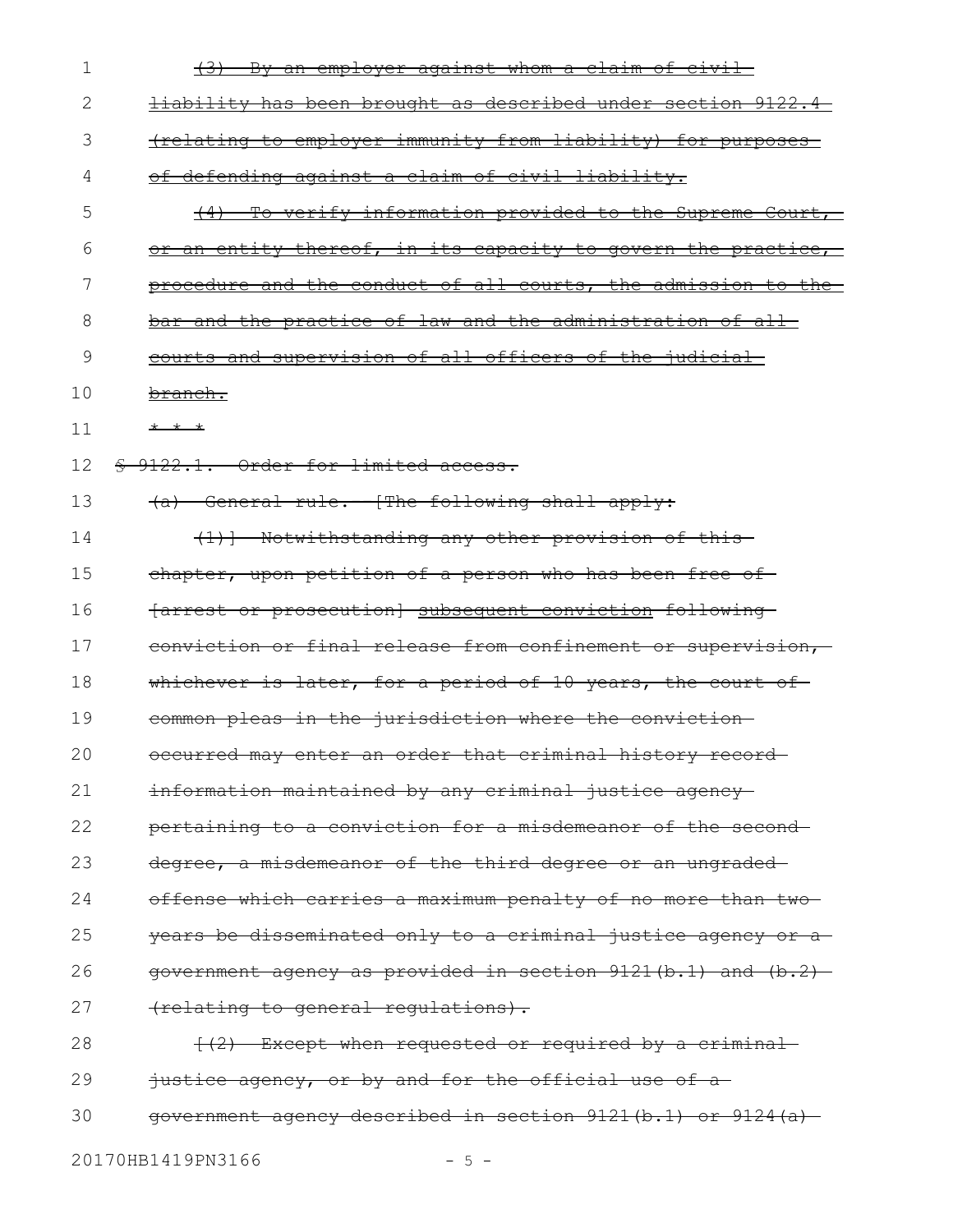~~(3) By an employer against whom a claim of civil liability has been brought as described under section 9122.4 (relating to employer immunity from liability) for purposes of defending against a claim of civil liability.~~

~~(4) To verify information provided to the Supreme Court, or an entity thereof, in its capacity to govern the practice, procedure and the conduct of all courts, the admission to the bar and the practice of law and the administration of all courts and supervision of all officers of the judicial branch.~~

~~* * *~~

~~§ 9122.1. Order for limited access.~~

~~(a) General rule. [The following shall apply:~~

~~(1)] Notwithstanding any other provision of this chapter, upon petition of a person who has been free of [arrest or prosecution] subsequent conviction following conviction or final release from confinement or supervision, whichever is later, for a period of 10 years, the court of common pleas in the jurisdiction where the conviction occurred may enter an order that criminal history record information maintained by any criminal justice agency pertaining to a conviction for a misdemeanor of the second degree, a misdemeanor of the third degree or an ungraded offense which carries a maximum penalty of no more than two years be disseminated only to a criminal justice agency or a government agency as provided in section 9121(b.1) and (b.2) (relating to general regulations).~~

~~[(2) Except when requested or required by a criminal justice agency, or by and for the official use of a government agency described in section 9121(b.1) or 9124(a)~~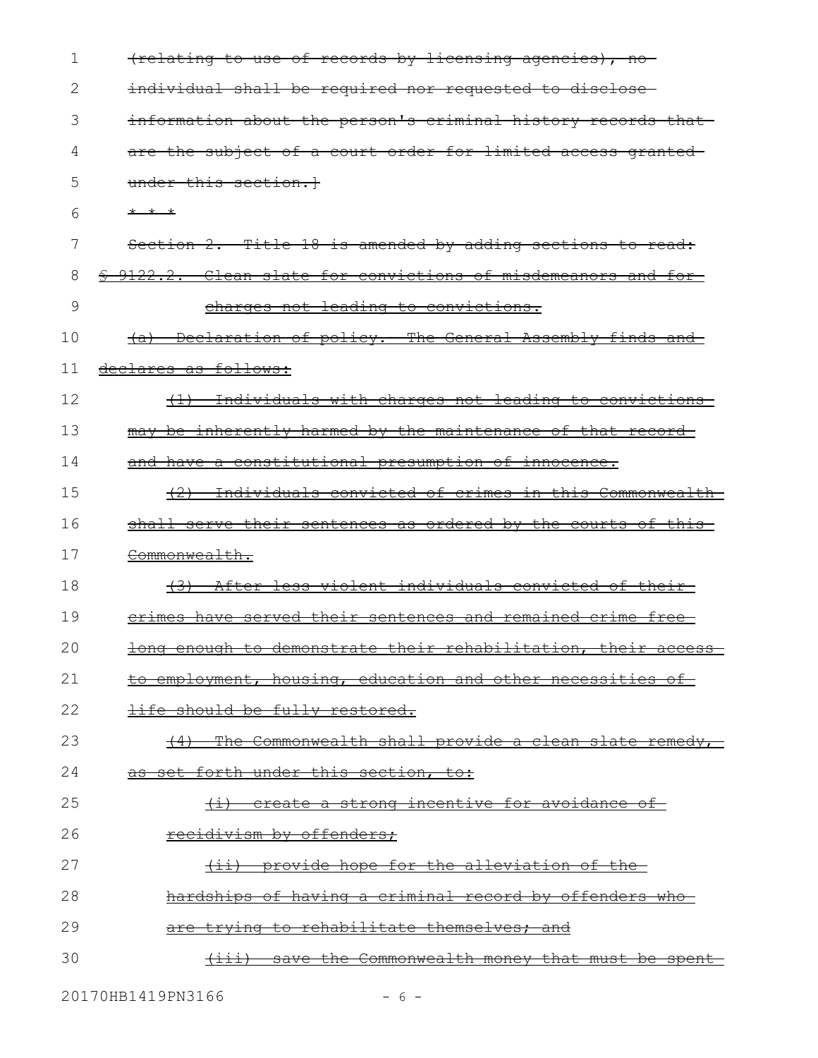(relating to use of records by licensing agencies), no individual shall be required nor requested to disclose information about the person's criminal history records that are the subject of a court order for limited access granted under this section.]

* * *

Section 2. Title 18 is amended by adding sections to read:

§ 9122.2. Clean slate for convictions of misdemeanors and for charges not leading to convictions.

(a) Declaration of policy. The General Assembly finds and declares as follows:

(1) Individuals with charges not leading to convictions may be inherently harmed by the maintenance of that record and have a constitutional presumption of innocence.

(2) Individuals convicted of crimes in this Commonwealth shall serve their sentences as ordered by the courts of this Commonwealth.

(3) After less violent individuals convicted of their crimes have served their sentences and remained crime free long enough to demonstrate their rehabilitation, their access to employment, housing, education and other necessities of life should be fully restored.

(4) The Commonwealth shall provide a clean slate remedy, as set forth under this section, to:

(i) create a strong incentive for avoidance of recidivism by offenders;

(ii) provide hope for the alleviation of the hardships of having a criminal record by offenders who are trying to rehabilitate themselves; and

(iii) save the Commonwealth money that must be spent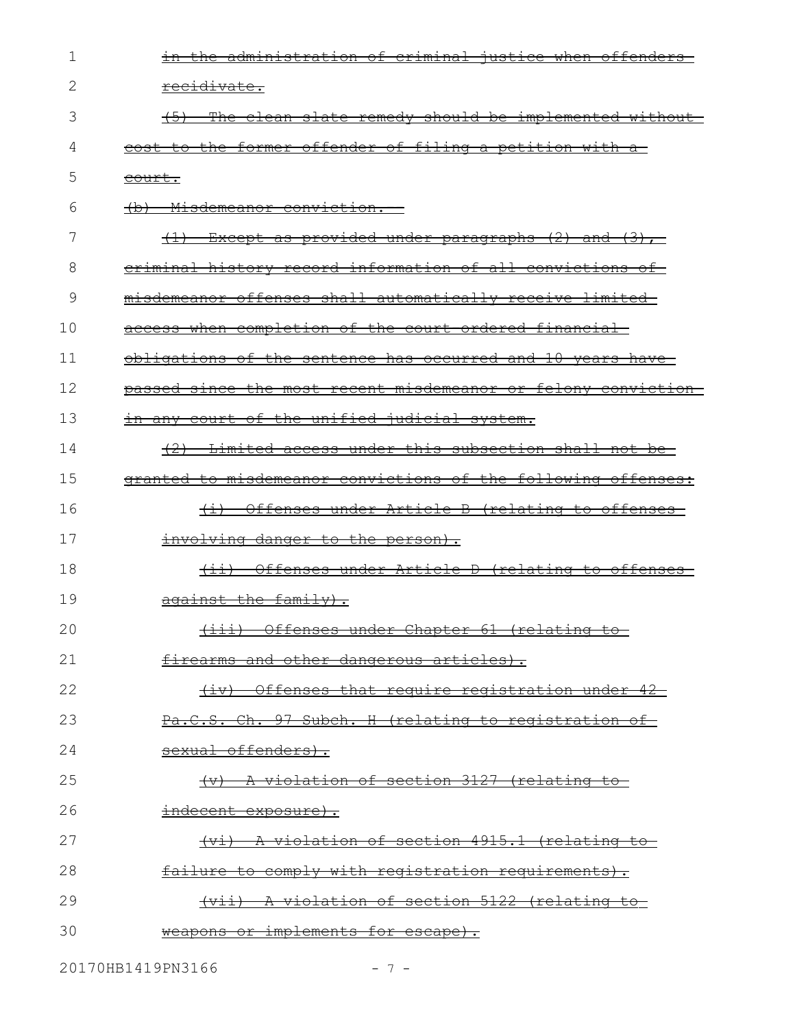~~in the administration of criminal justice when offenders recidivate.~~

~~(5) The clean slate remedy should be implemented without cost to the former offender of filing a petition with a court.~~

~~(b) Misdemeanor conviction.--~~

~~(1) Except as provided under paragraphs (2) and (3), criminal history record information of all convictions of misdemeanor offenses shall automatically receive limited access when completion of the court-ordered financial obligations of the sentence has occurred and 10 years have passed since the most recent misdemeanor or felony conviction in any court of the unified judicial system.~~

~~(2) Limited access under this subsection shall not be granted to misdemeanor convictions of the following offenses:~~

~~(i) Offenses under Article B (relating to offenses involving danger to the person).~~

~~(ii) Offenses under Article D (relating to offenses against the family).~~

~~(iii) Offenses under Chapter 61 (relating to firearms and other dangerous articles).~~

~~(iv) Offenses that require registration under 42 Pa.C.S. Ch. 97 Subch. H (relating to registration of sexual offenders).~~

~~(v) A violation of section 3127 (relating to indecent exposure).~~

~~(vi) A violation of section 4915.1 (relating to failure to comply with registration requirements).~~

~~(vii) A violation of section 5122 (relating to weapons or implements for escape).~~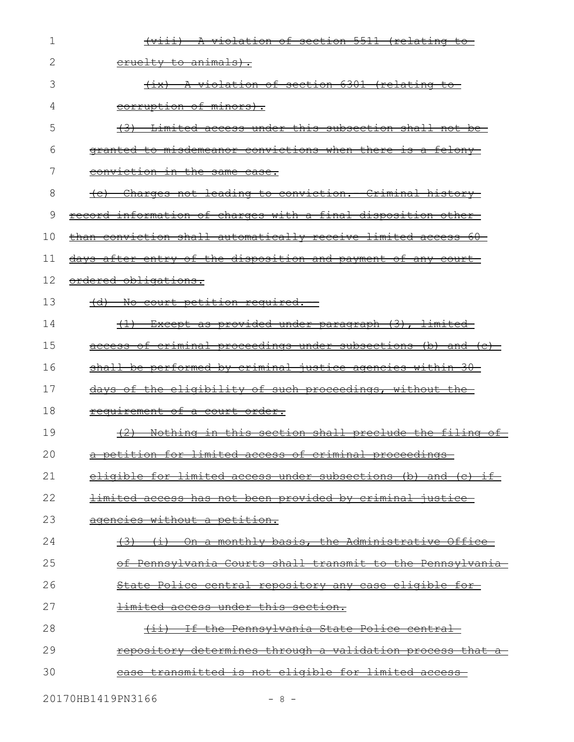~~(viii) A violation of section 5511 (relating to cruelty to animals).~~

~~(ix) A violation of section 6301 (relating to corruption of minors).~~

~~(3) Limited access under this subsection shall not be granted to misdemeanor convictions when there is a felony conviction in the same case.~~

~~(c) Charges not leading to conviction.--Criminal history record information of charges with a final disposition other than conviction shall automatically receive limited access 60 days after entry of the disposition and payment of any court-ordered obligations.~~

~~(d) No court petition required.--~~

~~(1) Except as provided under paragraph (3), limited access of criminal proceedings under subsections (b) and (c) shall be performed by criminal justice agencies within 30 days of the eligibility of such proceedings, without the requirement of a court order.~~

~~(2) Nothing in this section shall preclude the filing of a petition for limited access of criminal proceedings eligible for limited access under subsections (b) and (c) if limited access has not been provided by criminal justice agencies without a petition.~~

~~(3) (i) On a monthly basis, the Administrative Office of Pennsylvania Courts shall transmit to the Pennsylvania State Police central repository any case eligible for limited access under this section.~~

~~(ii) If the Pennsylvania State Police central repository determines through a validation process that a case transmitted is not eligible for limited access~~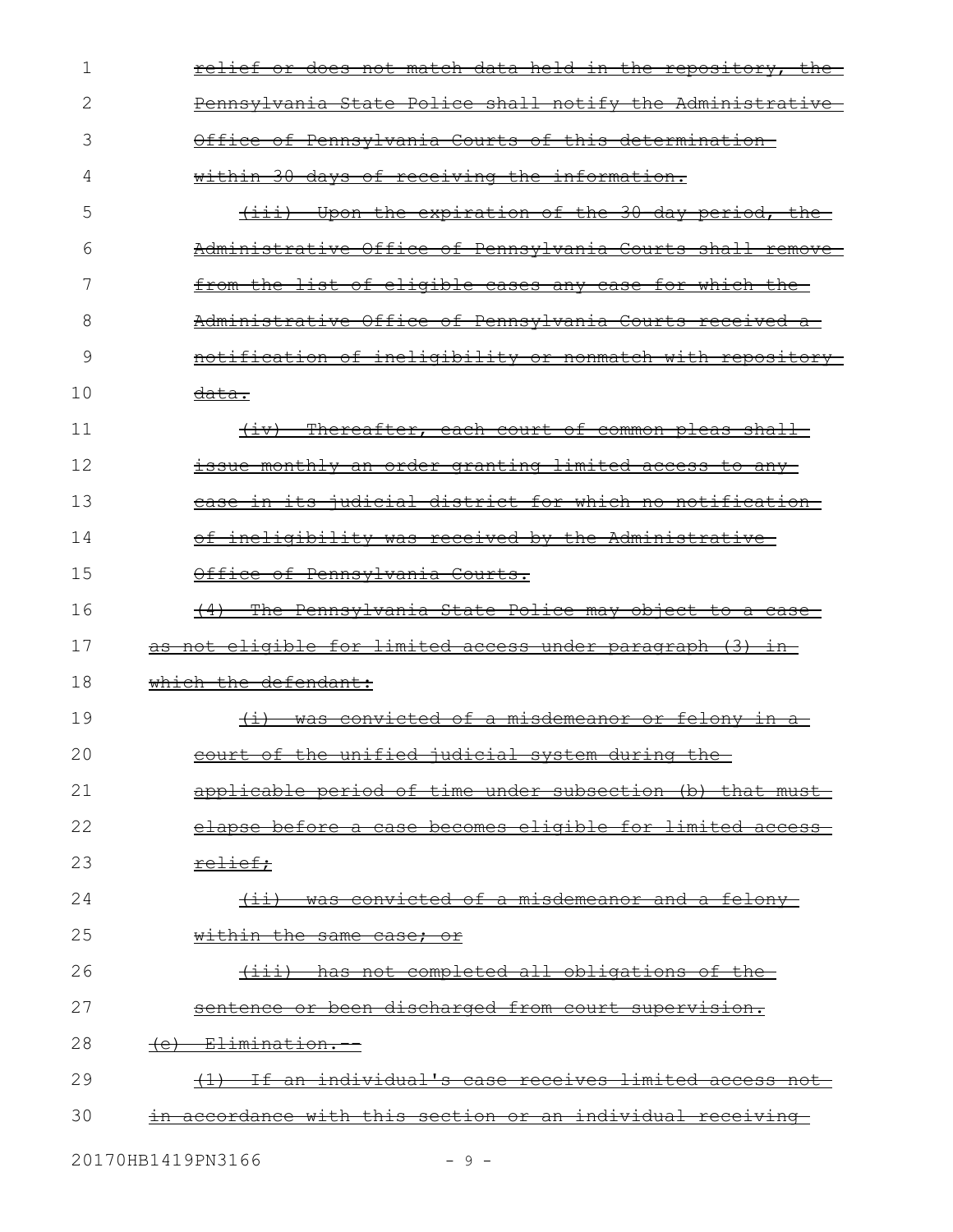~~relief or does not match data held in the repository, the Pennsylvania State Police shall notify the Administrative Office of Pennsylvania Courts of this determination within 30 days of receiving the information.~~

~~(iii) Upon the expiration of the 30-day period, the Administrative Office of Pennsylvania Courts shall remove from the list of eligible cases any case for which the Administrative Office of Pennsylvania Courts received a notification of ineligibility or nonmatch with repository data.~~

~~(iv) Thereafter, each court of common pleas shall issue monthly an order granting limited access to any case in its judicial district for which no notification of ineligibility was received by the Administrative Office of Pennsylvania Courts.~~

~~(4) The Pennsylvania State Police may object to a case as not eligible for limited access under paragraph (3) in which the defendant:~~

~~(i) was convicted of a misdemeanor or felony in a court of the unified judicial system during the applicable period of time under subsection (b) that must elapse before a case becomes eligible for limited access relief;~~

~~(ii) was convicted of a misdemeanor and a felony within the same case; or~~

~~(iii) has not completed all obligations of the sentence or been discharged from court supervision.~~

~~(e) Elimination.--~~

~~(1) If an individual's case receives limited access not in accordance with this section or an individual receiving~~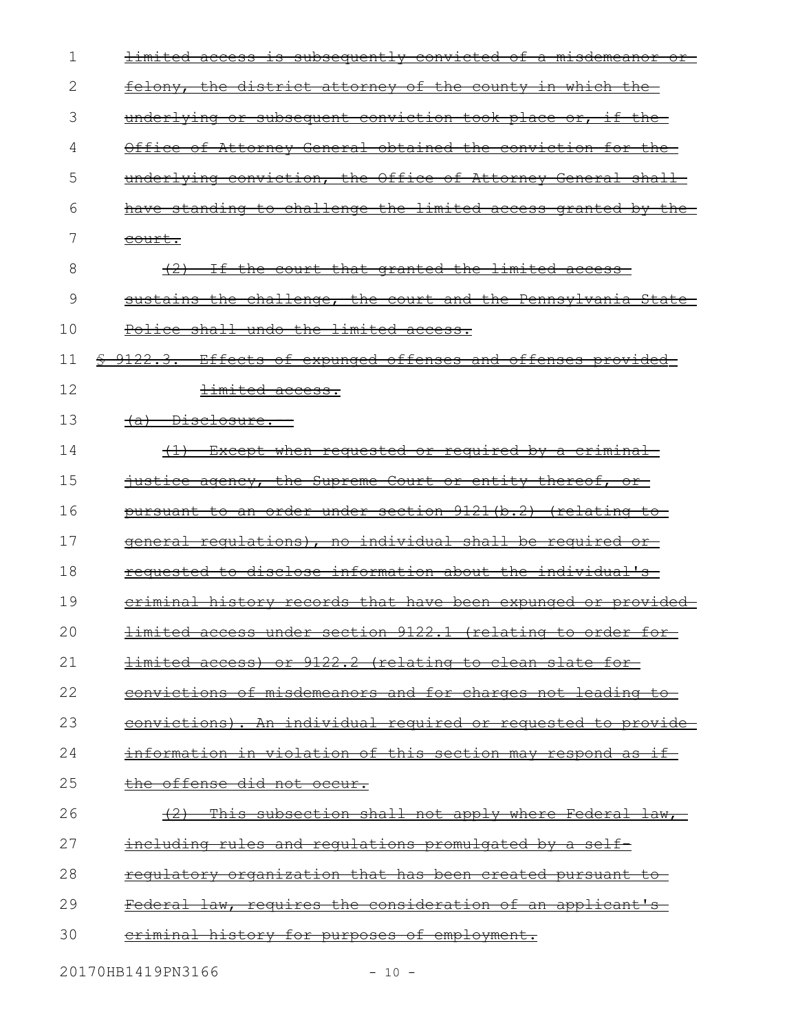~~limited access is subsequently convicted of a misdemeanor or felony, the district attorney of the county in which the underlying or subsequent conviction took place or, if the Office of Attorney General obtained the conviction for the underlying conviction, the Office of Attorney General shall have standing to challenge the limited access granted by the court.~~

~~(2) If the court that granted the limited access sustains the challenge, the court and the Pennsylvania State Police shall undo the limited access.~~

~~§ 9122.3. Effects of expunged offenses and offenses provided limited access.~~

~~(a) Disclosure.--~~

~~(1) Except when requested or required by a criminal justice agency, the Supreme Court or entity thereof, or pursuant to an order under section 9121(b.2) (relating to general regulations), no individual shall be required or requested to disclose information about the individual's criminal history records that have been expunged or provided limited access under section 9122.1 (relating to order for limited access) or 9122.2 (relating to clean slate for convictions of misdemeanors and for charges not leading to convictions). An individual required or requested to provide information in violation of this section may respond as if the offense did not occur.~~

~~(2) This subsection shall not apply where Federal law, including rules and regulations promulgated by a self-regulatory organization that has been created pursuant to Federal law, requires the consideration of an applicant's criminal history for purposes of employment.~~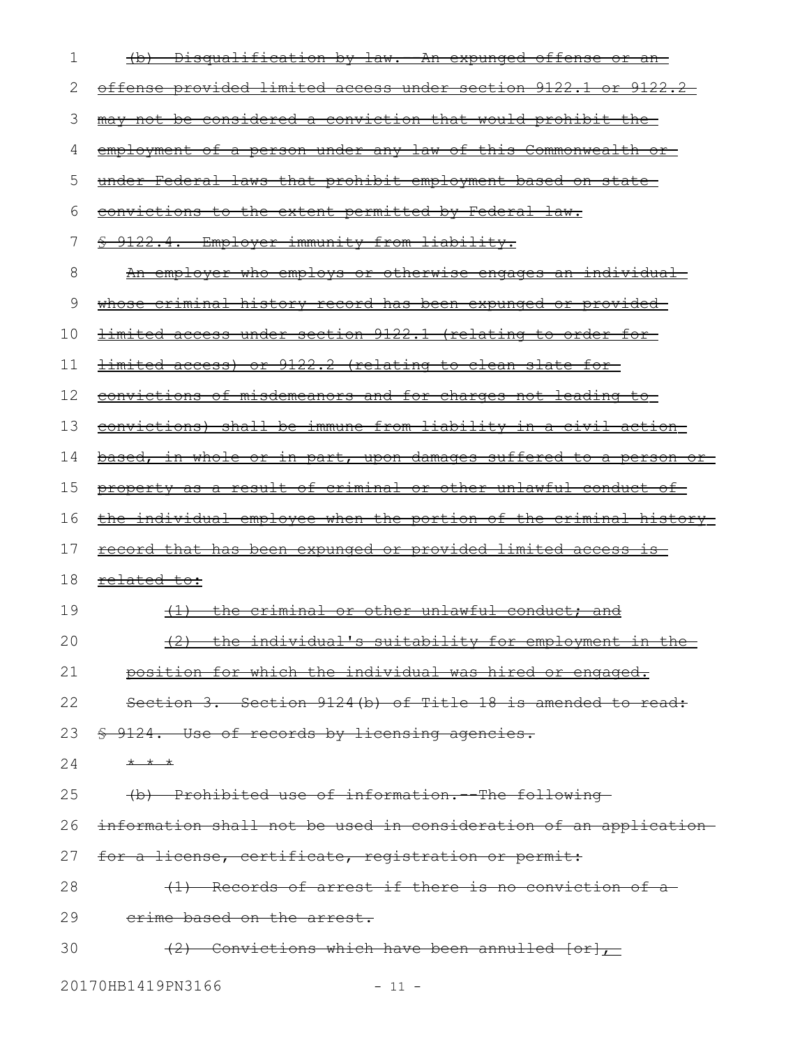(b) Disqualification by law. An expunged offense or an offense provided limited access under section 9122.1 or 9122.2 may not be considered a conviction that would prohibit the employment of a person under any law of this Commonwealth or under Federal laws that prohibit employment based on state convictions to the extent permitted by Federal law.

§ 9122.4. Employer immunity from liability.

An employer who employs or otherwise engages an individual whose criminal history record has been expunged or provided limited access under section 9122.1 (relating to order for limited access) or 9122.2 (relating to clean slate for convictions of misdemeanors and for charges not leading to convictions) shall be immune from liability in a civil action based, in whole or in part, upon damages suffered to a person or property as a result of criminal or other unlawful conduct of the individual employee when the portion of the criminal history record that has been expunged or provided limited access is related to:

(1) the criminal or other unlawful conduct; and

(2) the individual's suitability for employment in the position for which the individual was hired or engaged.

Section 3. Section 9124(b) of Title 18 is amended to read:

§ 9124. Use of records by licensing agencies.

* * *

(b) Prohibited use of information.--The following information shall not be used in consideration of an application for a license, certificate, registration or permit:

(1) Records of arrest if there is no conviction of a crime based on the arrest.

(2) Convictions which have been annulled [or],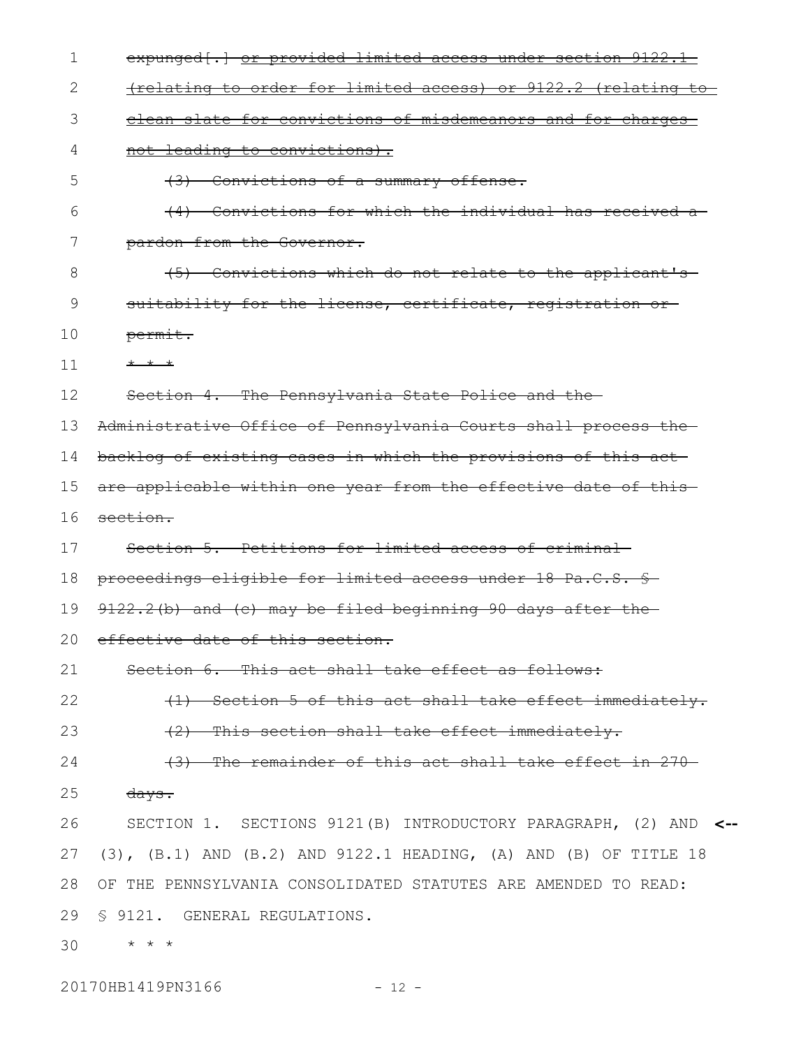~~expunged[.] or provided limited access under section 9122.1 (relating to order for limited access) or 9122.2 (relating to clean slate for convictions of misdemeanors and for charges not leading to convictions).~~

~~(3) Convictions of a summary offense.~~

~~(4) Convictions for which the individual has received a pardon from the Governor.~~

~~(5) Convictions which do not relate to the applicant's suitability for the license, certificate, registration or permit.~~

~~* * *~~

~~Section 4. The Pennsylvania State Police and the Administrative Office of Pennsylvania Courts shall process the backlog of existing cases in which the provisions of this act are applicable within one year from the effective date of this section.~~

~~Section 5. Petitions for limited access of criminal proceedings eligible for limited access under 18 Pa.C.S. § 9122.2(b) and (c) may be filed beginning 90 days after the effective date of this section.~~

~~Section 6. This act shall take effect as follows:~~

~~(1) Section 5 of this act shall take effect immediately.~~

~~(2) This section shall take effect immediately.~~

~~(3) The remainder of this act shall take effect in 270 days.~~

SECTION 1. SECTIONS 9121(B) INTRODUCTORY PARAGRAPH, (2) AND (3), (B.1) AND (B.2) AND 9122.1 HEADING, (A) AND (B) OF TITLE 18 OF THE PENNSYLVANIA CONSOLIDATED STATUTES ARE AMENDED TO READ:

§ 9121. GENERAL REGULATIONS.

* * *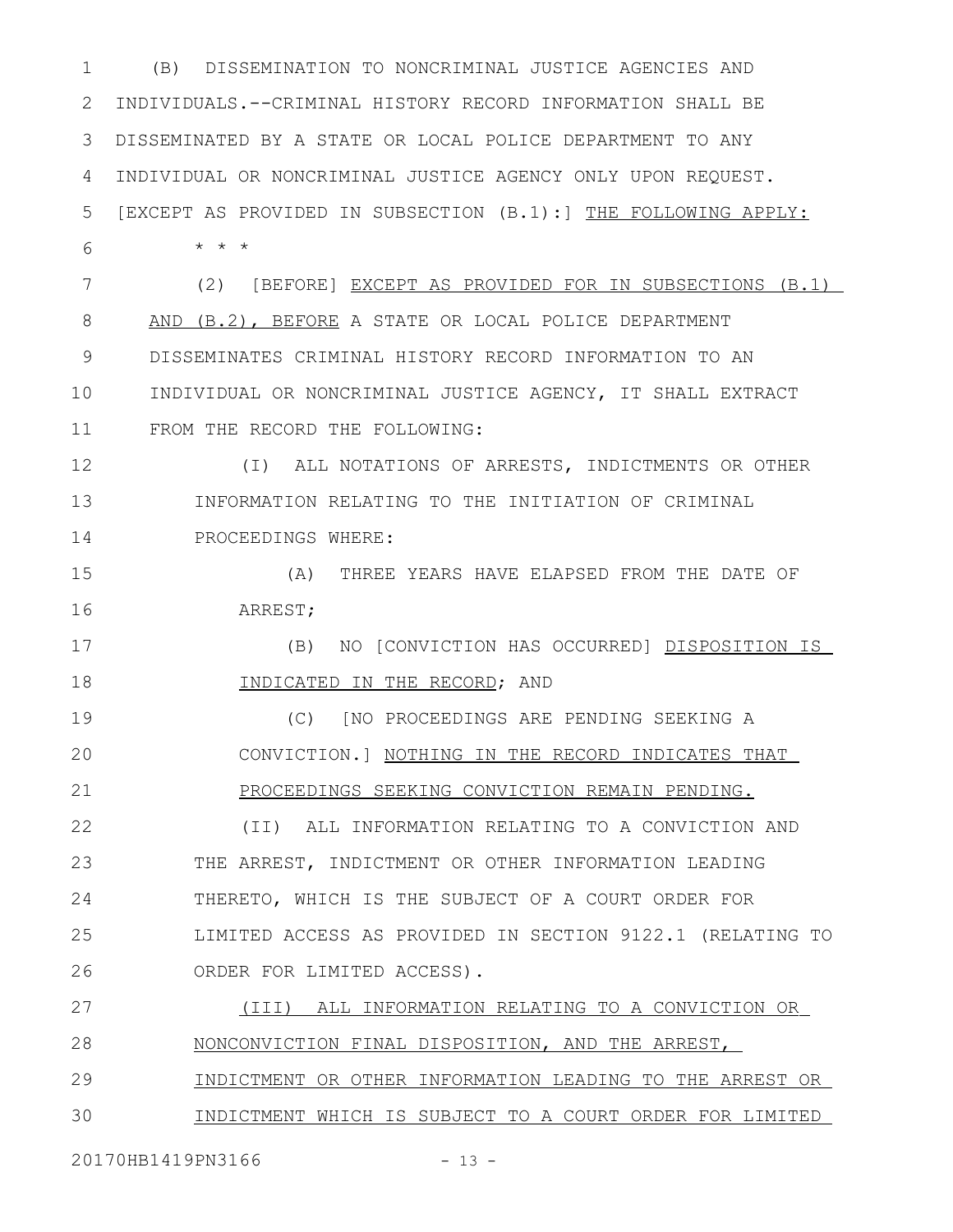(B) DISSEMINATION TO NONCRIMINAL JUSTICE AGENCIES AND INDIVIDUALS.--CRIMINAL HISTORY RECORD INFORMATION SHALL BE DISSEMINATED BY A STATE OR LOCAL POLICE DEPARTMENT TO ANY INDIVIDUAL OR NONCRIMINAL JUSTICE AGENCY ONLY UPON REQUEST. [EXCEPT AS PROVIDED IN SUBSECTION (B.1):] THE FOLLOWING APPLY:

\* \* \*

(2) [BEFORE] EXCEPT AS PROVIDED FOR IN SUBSECTIONS (B.1) AND (B.2), BEFORE A STATE OR LOCAL POLICE DEPARTMENT DISSEMINATES CRIMINAL HISTORY RECORD INFORMATION TO AN INDIVIDUAL OR NONCRIMINAL JUSTICE AGENCY, IT SHALL EXTRACT FROM THE RECORD THE FOLLOWING:

(I) ALL NOTATIONS OF ARRESTS, INDICTMENTS OR OTHER INFORMATION RELATING TO THE INITIATION OF CRIMINAL PROCEEDINGS WHERE:

(A) THREE YEARS HAVE ELAPSED FROM THE DATE OF ARREST;

(B) NO [CONVICTION HAS OCCURRED] DISPOSITION IS INDICATED IN THE RECORD; AND

(C) [NO PROCEEDINGS ARE PENDING SEEKING A CONVICTION.] NOTHING IN THE RECORD INDICATES THAT PROCEEDINGS SEEKING CONVICTION REMAIN PENDING.

(II) ALL INFORMATION RELATING TO A CONVICTION AND THE ARREST, INDICTMENT OR OTHER INFORMATION LEADING THERETO, WHICH IS THE SUBJECT OF A COURT ORDER FOR LIMITED ACCESS AS PROVIDED IN SECTION 9122.1 (RELATING TO ORDER FOR LIMITED ACCESS).

(III) ALL INFORMATION RELATING TO A CONVICTION OR NONCONVICTION FINAL DISPOSITION, AND THE ARREST, INDICTMENT OR OTHER INFORMATION LEADING TO THE ARREST OR INDICTMENT WHICH IS SUBJECT TO A COURT ORDER FOR LIMITED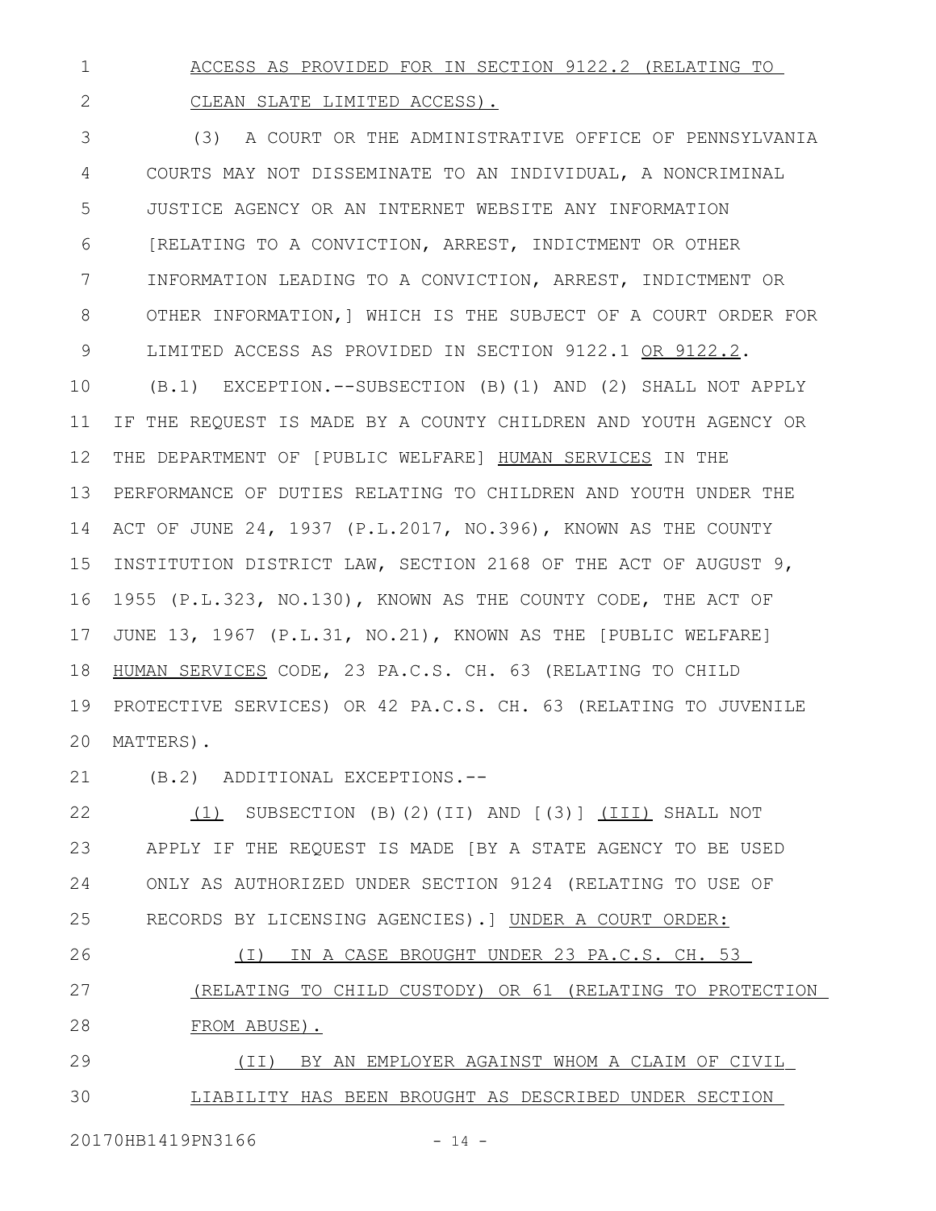ACCESS AS PROVIDED FOR IN SECTION 9122.2 (RELATING TO CLEAN SLATE LIMITED ACCESS).

(3) A COURT OR THE ADMINISTRATIVE OFFICE OF PENNSYLVANIA COURTS MAY NOT DISSEMINATE TO AN INDIVIDUAL, A NONCRIMINAL JUSTICE AGENCY OR AN INTERNET WEBSITE ANY INFORMATION [RELATING TO A CONVICTION, ARREST, INDICTMENT OR OTHER INFORMATION LEADING TO A CONVICTION, ARREST, INDICTMENT OR OTHER INFORMATION,] WHICH IS THE SUBJECT OF A COURT ORDER FOR LIMITED ACCESS AS PROVIDED IN SECTION 9122.1 OR 9122.2.

(B.1) EXCEPTION.--SUBSECTION (B)(1) AND (2) SHALL NOT APPLY IF THE REQUEST IS MADE BY A COUNTY CHILDREN AND YOUTH AGENCY OR THE DEPARTMENT OF [PUBLIC WELFARE] HUMAN SERVICES IN THE PERFORMANCE OF DUTIES RELATING TO CHILDREN AND YOUTH UNDER THE ACT OF JUNE 24, 1937 (P.L.2017, NO.396), KNOWN AS THE COUNTY INSTITUTION DISTRICT LAW, SECTION 2168 OF THE ACT OF AUGUST 9, 1955 (P.L.323, NO.130), KNOWN AS THE COUNTY CODE, THE ACT OF JUNE 13, 1967 (P.L.31, NO.21), KNOWN AS THE [PUBLIC WELFARE] HUMAN SERVICES CODE, 23 PA.C.S. CH. 63 (RELATING TO CHILD PROTECTIVE SERVICES) OR 42 PA.C.S. CH. 63 (RELATING TO JUVENILE MATTERS).

(B.2) ADDITIONAL EXCEPTIONS.--

(1) SUBSECTION (B)(2)(II) AND [(3)] (III) SHALL NOT APPLY IF THE REQUEST IS MADE [BY A STATE AGENCY TO BE USED ONLY AS AUTHORIZED UNDER SECTION 9124 (RELATING TO USE OF RECORDS BY LICENSING AGENCIES).] UNDER A COURT ORDER:

(I) IN A CASE BROUGHT UNDER 23 PA.C.S. CH. 53 (RELATING TO CHILD CUSTODY) OR 61 (RELATING TO PROTECTION FROM ABUSE).

(II) BY AN EMPLOYER AGAINST WHOM A CLAIM OF CIVIL LIABILITY HAS BEEN BROUGHT AS DESCRIBED UNDER SECTION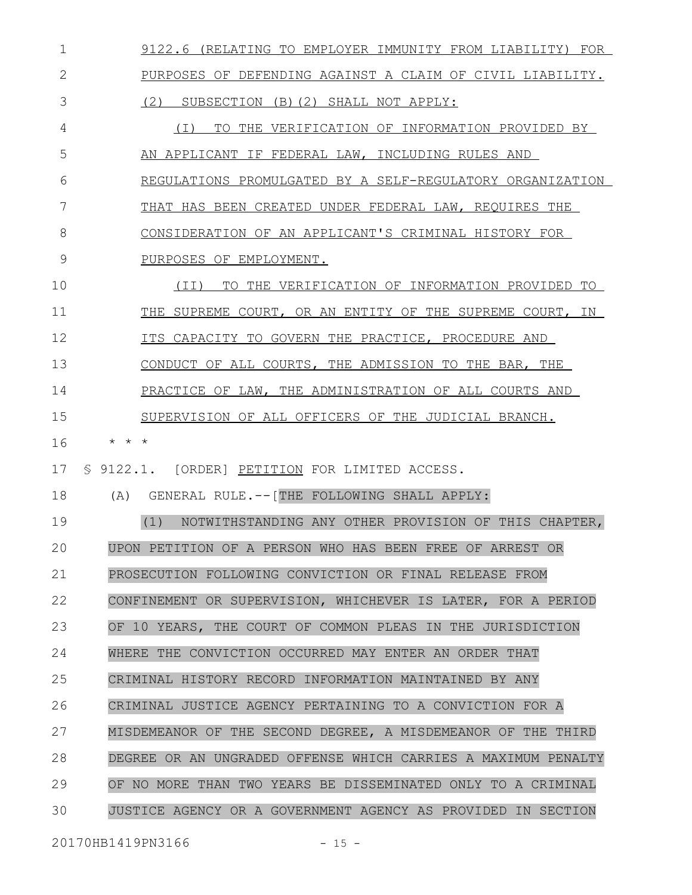9122.6 (RELATING TO EMPLOYER IMMUNITY FROM LIABILITY) FOR PURPOSES OF DEFENDING AGAINST A CLAIM OF CIVIL LIABILITY.

(2) SUBSECTION (B)(2) SHALL NOT APPLY:

(I) TO THE VERIFICATION OF INFORMATION PROVIDED BY AN APPLICANT IF FEDERAL LAW, INCLUDING RULES AND REGULATIONS PROMULGATED BY A SELF-REGULATORY ORGANIZATION THAT HAS BEEN CREATED UNDER FEDERAL LAW, REQUIRES THE CONSIDERATION OF AN APPLICANT'S CRIMINAL HISTORY FOR PURPOSES OF EMPLOYMENT.

(II) TO THE VERIFICATION OF INFORMATION PROVIDED TO THE SUPREME COURT, OR AN ENTITY OF THE SUPREME COURT, IN ITS CAPACITY TO GOVERN THE PRACTICE, PROCEDURE AND CONDUCT OF ALL COURTS, THE ADMISSION TO THE BAR, THE PRACTICE OF LAW, THE ADMINISTRATION OF ALL COURTS AND SUPERVISION OF ALL OFFICERS OF THE JUDICIAL BRANCH.

\* \* \*

§ 9122.1. [ORDER] PETITION FOR LIMITED ACCESS.

(A) GENERAL RULE.--[THE FOLLOWING SHALL APPLY:

(1) NOTWITHSTANDING ANY OTHER PROVISION OF THIS CHAPTER, UPON PETITION OF A PERSON WHO HAS BEEN FREE OF ARREST OR PROSECUTION FOLLOWING CONVICTION OR FINAL RELEASE FROM CONFINEMENT OR SUPERVISION, WHICHEVER IS LATER, FOR A PERIOD OF 10 YEARS, THE COURT OF COMMON PLEAS IN THE JURISDICTION WHERE THE CONVICTION OCCURRED MAY ENTER AN ORDER THAT CRIMINAL HISTORY RECORD INFORMATION MAINTAINED BY ANY CRIMINAL JUSTICE AGENCY PERTAINING TO A CONVICTION FOR A MISDEMEANOR OF THE SECOND DEGREE, A MISDEMEANOR OF THE THIRD DEGREE OR AN UNGRADED OFFENSE WHICH CARRIES A MAXIMUM PENALTY OF NO MORE THAN TWO YEARS BE DISSEMINATED ONLY TO A CRIMINAL JUSTICE AGENCY OR A GOVERNMENT AGENCY AS PROVIDED IN SECTION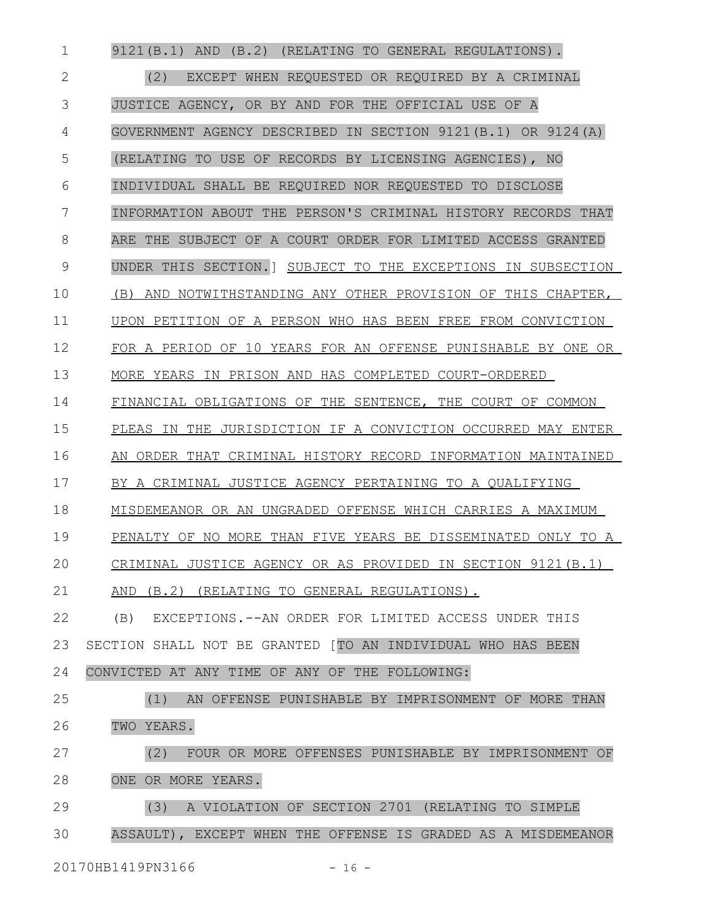9121(B.1) AND (B.2) (RELATING TO GENERAL REGULATIONS).

(2) EXCEPT WHEN REQUESTED OR REQUIRED BY A CRIMINAL JUSTICE AGENCY, OR BY AND FOR THE OFFICIAL USE OF A GOVERNMENT AGENCY DESCRIBED IN SECTION 9121(B.1) OR 9124(A) (RELATING TO USE OF RECORDS BY LICENSING AGENCIES), NO INDIVIDUAL SHALL BE REQUIRED NOR REQUESTED TO DISCLOSE INFORMATION ABOUT THE PERSON'S CRIMINAL HISTORY RECORDS THAT ARE THE SUBJECT OF A COURT ORDER FOR LIMITED ACCESS GRANTED UNDER THIS SECTION.] <u>SUBJECT TO THE EXCEPTIONS IN SUBSECTION (B) AND NOTWITHSTANDING ANY OTHER PROVISION OF THIS CHAPTER, UPON PETITION OF A PERSON WHO HAS BEEN FREE FROM CONVICTION FOR A PERIOD OF 10 YEARS FOR AN OFFENSE PUNISHABLE BY ONE OR MORE YEARS IN PRISON AND HAS COMPLETED COURT-ORDERED FINANCIAL OBLIGATIONS OF THE SENTENCE, THE COURT OF COMMON PLEAS IN THE JURISDICTION IF A CONVICTION OCCURRED MAY ENTER AN ORDER THAT CRIMINAL HISTORY RECORD INFORMATION MAINTAINED BY A CRIMINAL JUSTICE AGENCY PERTAINING TO A QUALIFYING MISDEMEANOR OR AN UNGRADED OFFENSE WHICH CARRIES A MAXIMUM PENALTY OF NO MORE THAN FIVE YEARS BE DISSEMINATED ONLY TO A CRIMINAL JUSTICE AGENCY OR AS PROVIDED IN SECTION 9121(B.1) AND (B.2) (RELATING TO GENERAL REGULATIONS).</u>

(B) EXCEPTIONS.--AN ORDER FOR LIMITED ACCESS UNDER THIS SECTION SHALL NOT BE GRANTED [TO AN INDIVIDUAL WHO HAS BEEN CONVICTED AT ANY TIME OF ANY OF THE FOLLOWING:

(1) AN OFFENSE PUNISHABLE BY IMPRISONMENT OF MORE THAN TWO YEARS.

(2) FOUR OR MORE OFFENSES PUNISHABLE BY IMPRISONMENT OF ONE OR MORE YEARS.

(3) A VIOLATION OF SECTION 2701 (RELATING TO SIMPLE ASSAULT), EXCEPT WHEN THE OFFENSE IS GRADED AS A MISDEMEANOR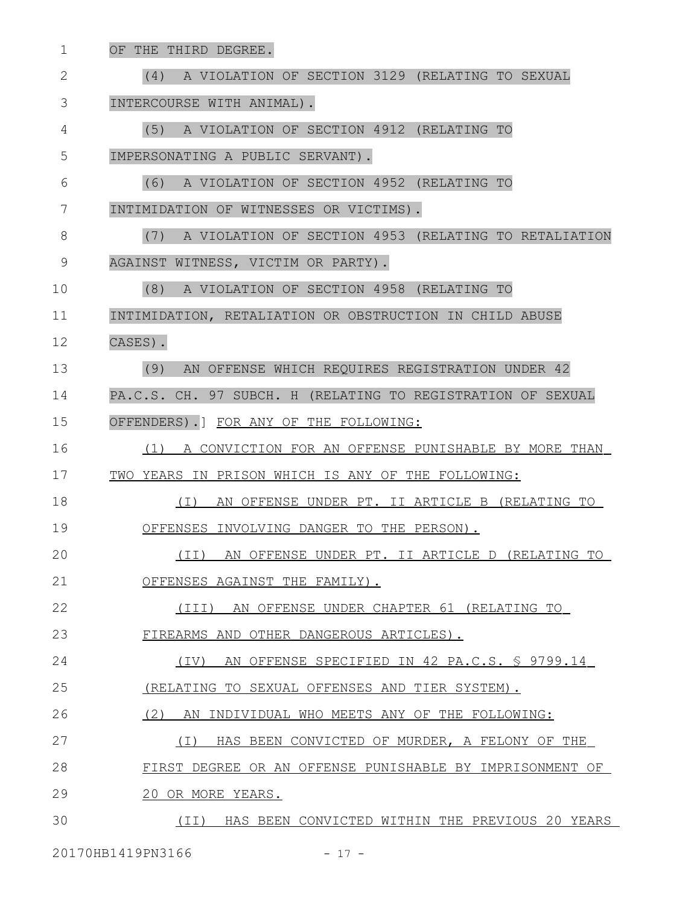OF THE THIRD DEGREE.

(4) A VIOLATION OF SECTION 3129 (RELATING TO SEXUAL INTERCOURSE WITH ANIMAL).

(5) A VIOLATION OF SECTION 4912 (RELATING TO IMPERSONATING A PUBLIC SERVANT).

(6) A VIOLATION OF SECTION 4952 (RELATING TO INTIMIDATION OF WITNESSES OR VICTIMS).

(7) A VIOLATION OF SECTION 4953 (RELATING TO RETALIATION AGAINST WITNESS, VICTIM OR PARTY).

(8) A VIOLATION OF SECTION 4958 (RELATING TO INTIMIDATION, RETALIATION OR OBSTRUCTION IN CHILD ABUSE CASES).

(9) AN OFFENSE WHICH REQUIRES REGISTRATION UNDER 42 PA.C.S. CH. 97 SUBCH. H (RELATING TO REGISTRATION OF SEXUAL OFFENDERS).] FOR ANY OF THE FOLLOWING:

(1) A CONVICTION FOR AN OFFENSE PUNISHABLE BY MORE THAN TWO YEARS IN PRISON WHICH IS ANY OF THE FOLLOWING:

(I) AN OFFENSE UNDER PT. II ARTICLE B (RELATING TO OFFENSES INVOLVING DANGER TO THE PERSON).

(II) AN OFFENSE UNDER PT. II ARTICLE D (RELATING TO OFFENSES AGAINST THE FAMILY).

(III) AN OFFENSE UNDER CHAPTER 61 (RELATING TO FIREARMS AND OTHER DANGEROUS ARTICLES).

(IV) AN OFFENSE SPECIFIED IN 42 PA.C.S. § 9799.14 (RELATING TO SEXUAL OFFENSES AND TIER SYSTEM).

(2) AN INDIVIDUAL WHO MEETS ANY OF THE FOLLOWING:

(I) HAS BEEN CONVICTED OF MURDER, A FELONY OF THE FIRST DEGREE OR AN OFFENSE PUNISHABLE BY IMPRISONMENT OF 20 OR MORE YEARS.

(II) HAS BEEN CONVICTED WITHIN THE PREVIOUS 20 YEARS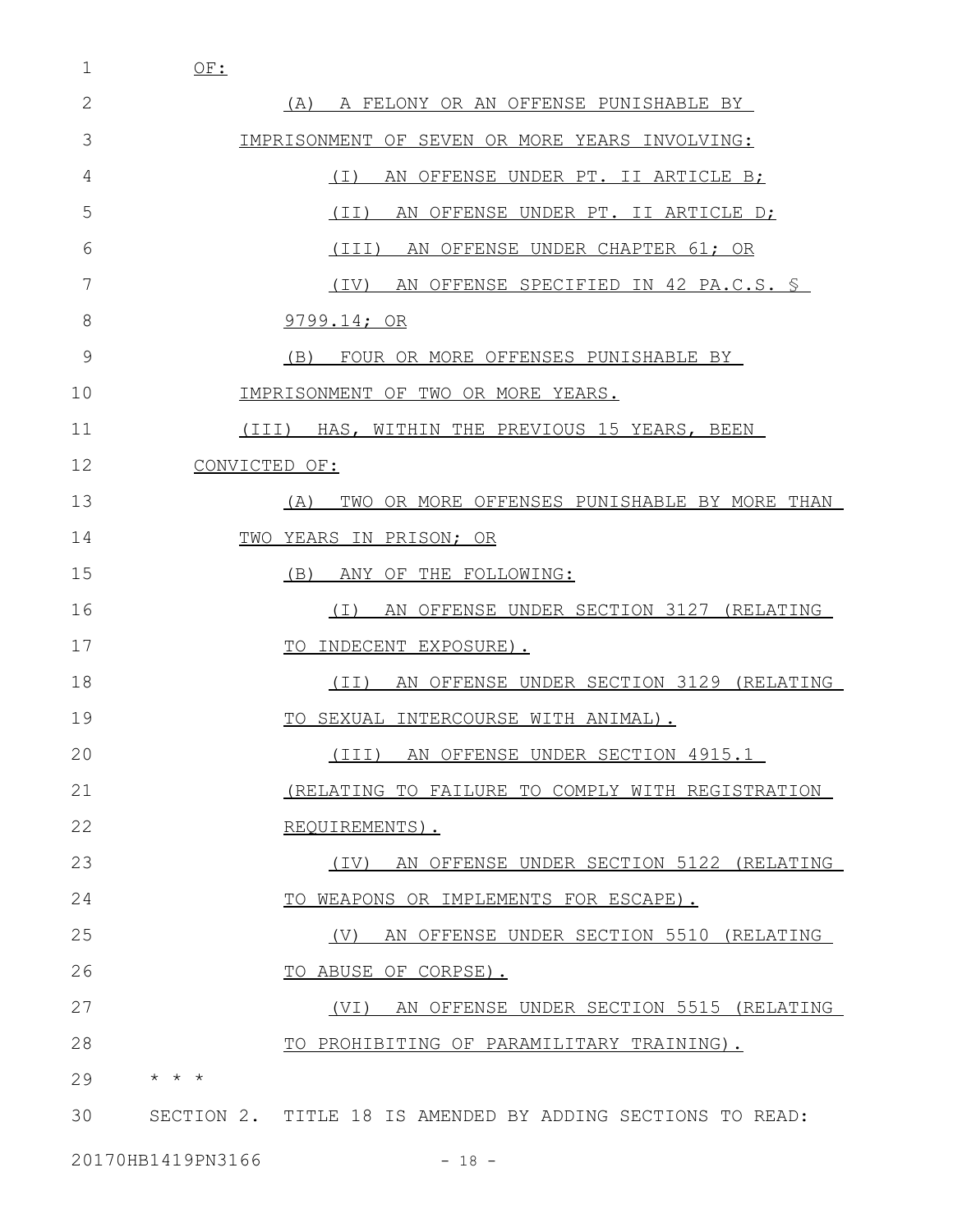OF:

(A) A FELONY OR AN OFFENSE PUNISHABLE BY IMPRISONMENT OF SEVEN OR MORE YEARS INVOLVING:

(I) AN OFFENSE UNDER PT. II ARTICLE B;

(II) AN OFFENSE UNDER PT. II ARTICLE D;

(III) AN OFFENSE UNDER CHAPTER 61; OR

(IV) AN OFFENSE SPECIFIED IN 42 PA.C.S. § 9799.14; OR

(B) FOUR OR MORE OFFENSES PUNISHABLE BY IMPRISONMENT OF TWO OR MORE YEARS.

(III) HAS, WITHIN THE PREVIOUS 15 YEARS, BEEN CONVICTED OF:

(A) TWO OR MORE OFFENSES PUNISHABLE BY MORE THAN TWO YEARS IN PRISON; OR

(B) ANY OF THE FOLLOWING:

(I) AN OFFENSE UNDER SECTION 3127 (RELATING TO INDECENT EXPOSURE).

(II) AN OFFENSE UNDER SECTION 3129 (RELATING TO SEXUAL INTERCOURSE WITH ANIMAL).

(III) AN OFFENSE UNDER SECTION 4915.1 (RELATING TO FAILURE TO COMPLY WITH REGISTRATION REQUIREMENTS).

(IV) AN OFFENSE UNDER SECTION 5122 (RELATING TO WEAPONS OR IMPLEMENTS FOR ESCAPE).

(V) AN OFFENSE UNDER SECTION 5510 (RELATING TO ABUSE OF CORPSE).

(VI) AN OFFENSE UNDER SECTION 5515 (RELATING TO PROHIBITING OF PARAMILITARY TRAINING).

* * *

SECTION 2. TITLE 18 IS AMENDED BY ADDING SECTIONS TO READ: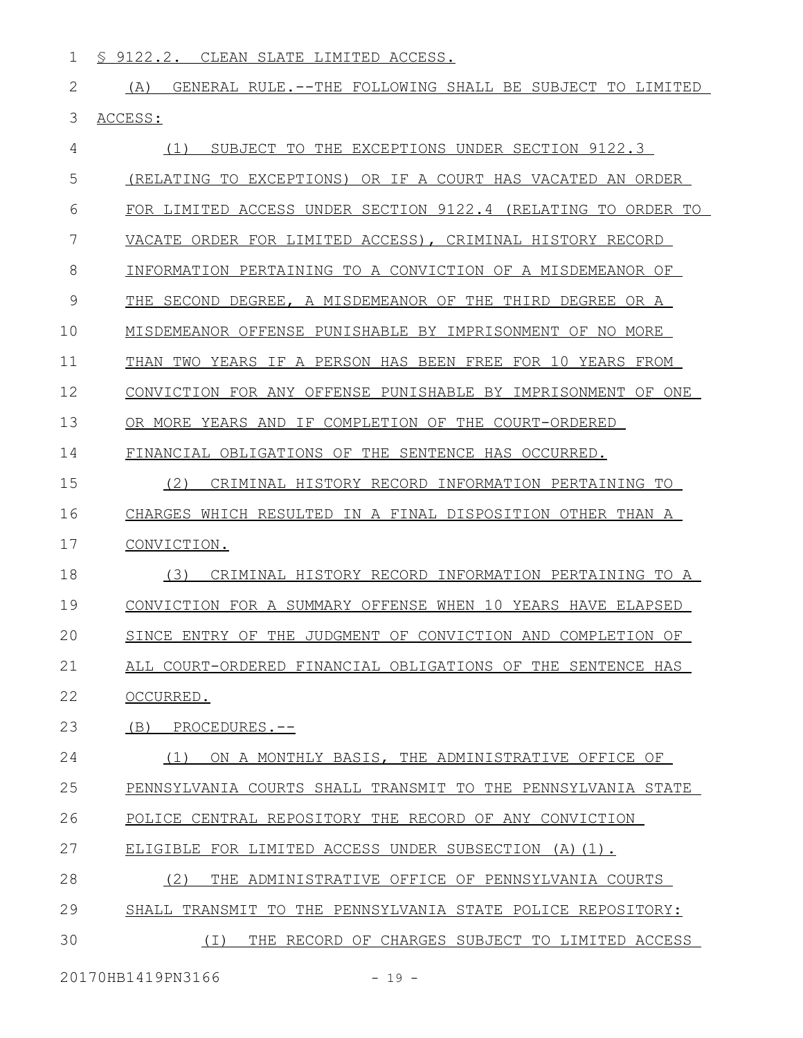§ 9122.2. CLEAN SLATE LIMITED ACCESS.

(A) GENERAL RULE.--THE FOLLOWING SHALL BE SUBJECT TO LIMITED ACCESS:

(1) SUBJECT TO THE EXCEPTIONS UNDER SECTION 9122.3 (RELATING TO EXCEPTIONS) OR IF A COURT HAS VACATED AN ORDER FOR LIMITED ACCESS UNDER SECTION 9122.4 (RELATING TO ORDER TO VACATE ORDER FOR LIMITED ACCESS), CRIMINAL HISTORY RECORD INFORMATION PERTAINING TO A CONVICTION OF A MISDEMEANOR OF THE SECOND DEGREE, A MISDEMEANOR OF THE THIRD DEGREE OR A MISDEMEANOR OFFENSE PUNISHABLE BY IMPRISONMENT OF NO MORE THAN TWO YEARS IF A PERSON HAS BEEN FREE FOR 10 YEARS FROM CONVICTION FOR ANY OFFENSE PUNISHABLE BY IMPRISONMENT OF ONE OR MORE YEARS AND IF COMPLETION OF THE COURT-ORDERED FINANCIAL OBLIGATIONS OF THE SENTENCE HAS OCCURRED.

(2) CRIMINAL HISTORY RECORD INFORMATION PERTAINING TO CHARGES WHICH RESULTED IN A FINAL DISPOSITION OTHER THAN A CONVICTION.

(3) CRIMINAL HISTORY RECORD INFORMATION PERTAINING TO A CONVICTION FOR A SUMMARY OFFENSE WHEN 10 YEARS HAVE ELAPSED SINCE ENTRY OF THE JUDGMENT OF CONVICTION AND COMPLETION OF ALL COURT-ORDERED FINANCIAL OBLIGATIONS OF THE SENTENCE HAS OCCURRED.

(B) PROCEDURES.--

(1) ON A MONTHLY BASIS, THE ADMINISTRATIVE OFFICE OF PENNSYLVANIA COURTS SHALL TRANSMIT TO THE PENNSYLVANIA STATE POLICE CENTRAL REPOSITORY THE RECORD OF ANY CONVICTION ELIGIBLE FOR LIMITED ACCESS UNDER SUBSECTION (A)(1).

(2) THE ADMINISTRATIVE OFFICE OF PENNSYLVANIA COURTS SHALL TRANSMIT TO THE PENNSYLVANIA STATE POLICE REPOSITORY:

(I) THE RECORD OF CHARGES SUBJECT TO LIMITED ACCESS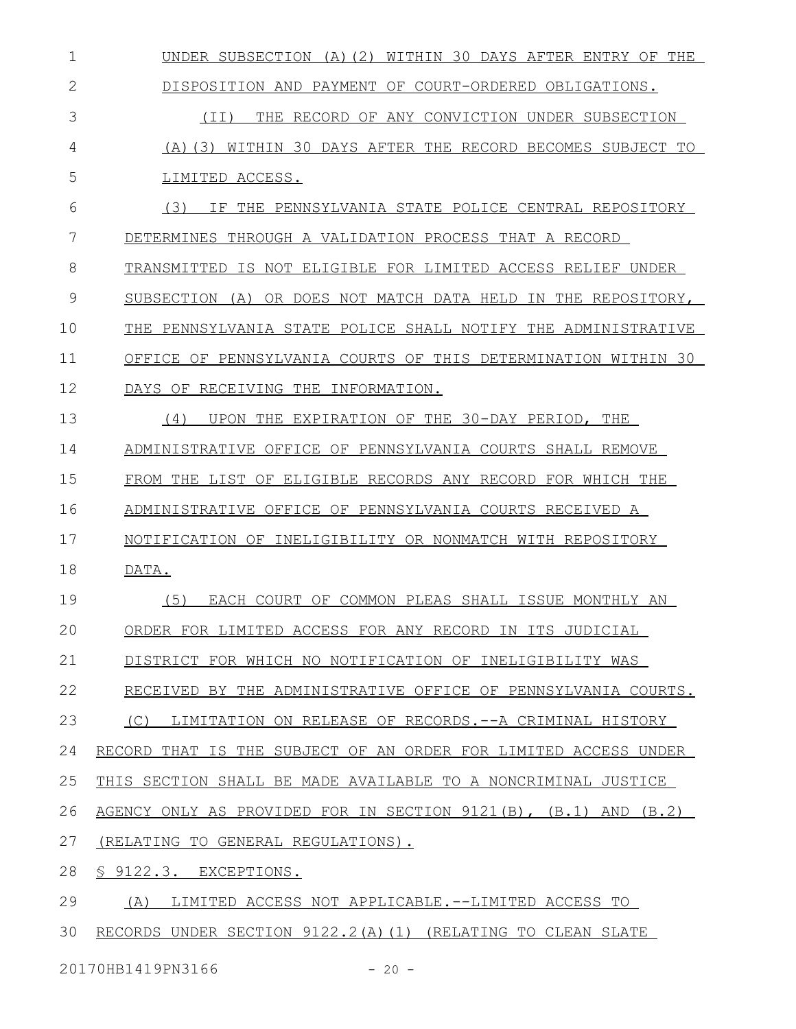UNDER SUBSECTION (A)(2) WITHIN 30 DAYS AFTER ENTRY OF THE DISPOSITION AND PAYMENT OF COURT-ORDERED OBLIGATIONS.

(II) THE RECORD OF ANY CONVICTION UNDER SUBSECTION (A)(3) WITHIN 30 DAYS AFTER THE RECORD BECOMES SUBJECT TO LIMITED ACCESS.

(3) IF THE PENNSYLVANIA STATE POLICE CENTRAL REPOSITORY DETERMINES THROUGH A VALIDATION PROCESS THAT A RECORD TRANSMITTED IS NOT ELIGIBLE FOR LIMITED ACCESS RELIEF UNDER SUBSECTION (A) OR DOES NOT MATCH DATA HELD IN THE REPOSITORY, THE PENNSYLVANIA STATE POLICE SHALL NOTIFY THE ADMINISTRATIVE OFFICE OF PENNSYLVANIA COURTS OF THIS DETERMINATION WITHIN 30 DAYS OF RECEIVING THE INFORMATION.

(4) UPON THE EXPIRATION OF THE 30-DAY PERIOD, THE ADMINISTRATIVE OFFICE OF PENNSYLVANIA COURTS SHALL REMOVE FROM THE LIST OF ELIGIBLE RECORDS ANY RECORD FOR WHICH THE ADMINISTRATIVE OFFICE OF PENNSYLVANIA COURTS RECEIVED A NOTIFICATION OF INELIGIBILITY OR NONMATCH WITH REPOSITORY DATA.

(5) EACH COURT OF COMMON PLEAS SHALL ISSUE MONTHLY AN ORDER FOR LIMITED ACCESS FOR ANY RECORD IN ITS JUDICIAL DISTRICT FOR WHICH NO NOTIFICATION OF INELIGIBILITY WAS RECEIVED BY THE ADMINISTRATIVE OFFICE OF PENNSYLVANIA COURTS.

(C) LIMITATION ON RELEASE OF RECORDS.--A CRIMINAL HISTORY RECORD THAT IS THE SUBJECT OF AN ORDER FOR LIMITED ACCESS UNDER THIS SECTION SHALL BE MADE AVAILABLE TO A NONCRIMINAL JUSTICE AGENCY ONLY AS PROVIDED FOR IN SECTION 9121(B), (B.1) AND (B.2) (RELATING TO GENERAL REGULATIONS).

§ 9122.3. EXCEPTIONS.

(A) LIMITED ACCESS NOT APPLICABLE.--LIMITED ACCESS TO RECORDS UNDER SECTION 9122.2(A)(1) (RELATING TO CLEAN SLATE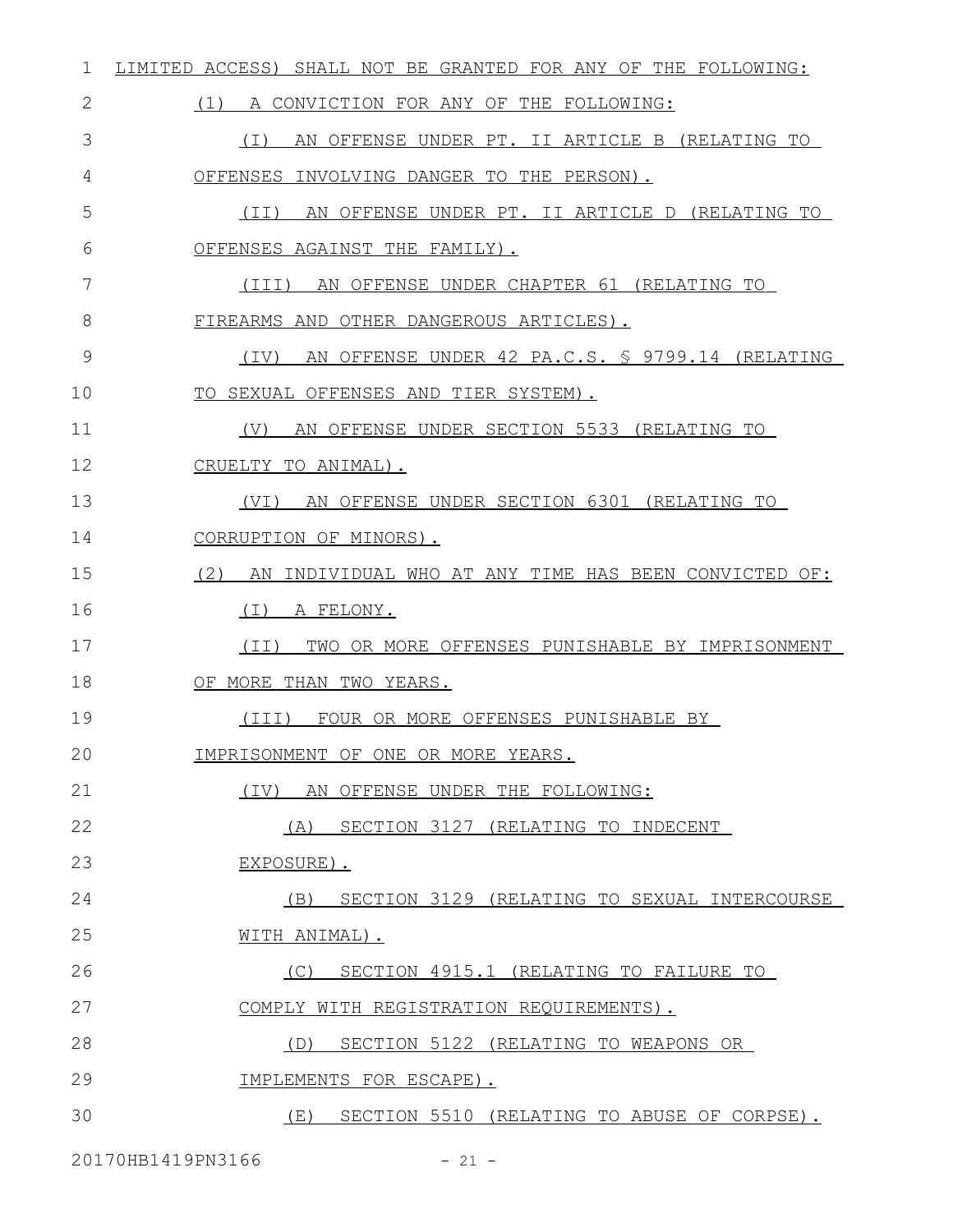LIMITED ACCESS) SHALL NOT BE GRANTED FOR ANY OF THE FOLLOWING:

(1) A CONVICTION FOR ANY OF THE FOLLOWING:

(I) AN OFFENSE UNDER PT. II ARTICLE B (RELATING TO OFFENSES INVOLVING DANGER TO THE PERSON).

(II) AN OFFENSE UNDER PT. II ARTICLE D (RELATING TO OFFENSES AGAINST THE FAMILY).

(III) AN OFFENSE UNDER CHAPTER 61 (RELATING TO FIREARMS AND OTHER DANGEROUS ARTICLES).

(IV) AN OFFENSE UNDER 42 PA.C.S. § 9799.14 (RELATING TO SEXUAL OFFENSES AND TIER SYSTEM).

(V) AN OFFENSE UNDER SECTION 5533 (RELATING TO CRUELTY TO ANIMAL).

(VI) AN OFFENSE UNDER SECTION 6301 (RELATING TO CORRUPTION OF MINORS).

(2) AN INDIVIDUAL WHO AT ANY TIME HAS BEEN CONVICTED OF:

(I) A FELONY.

(II) TWO OR MORE OFFENSES PUNISHABLE BY IMPRISONMENT OF MORE THAN TWO YEARS.

(III) FOUR OR MORE OFFENSES PUNISHABLE BY IMPRISONMENT OF ONE OR MORE YEARS.

(IV) AN OFFENSE UNDER THE FOLLOWING:

(A) SECTION 3127 (RELATING TO INDECENT EXPOSURE).

(B) SECTION 3129 (RELATING TO SEXUAL INTERCOURSE WITH ANIMAL).

(C) SECTION 4915.1 (RELATING TO FAILURE TO COMPLY WITH REGISTRATION REQUIREMENTS).

(D) SECTION 5122 (RELATING TO WEAPONS OR IMPLEMENTS FOR ESCAPE).

(E) SECTION 5510 (RELATING TO ABUSE OF CORPSE).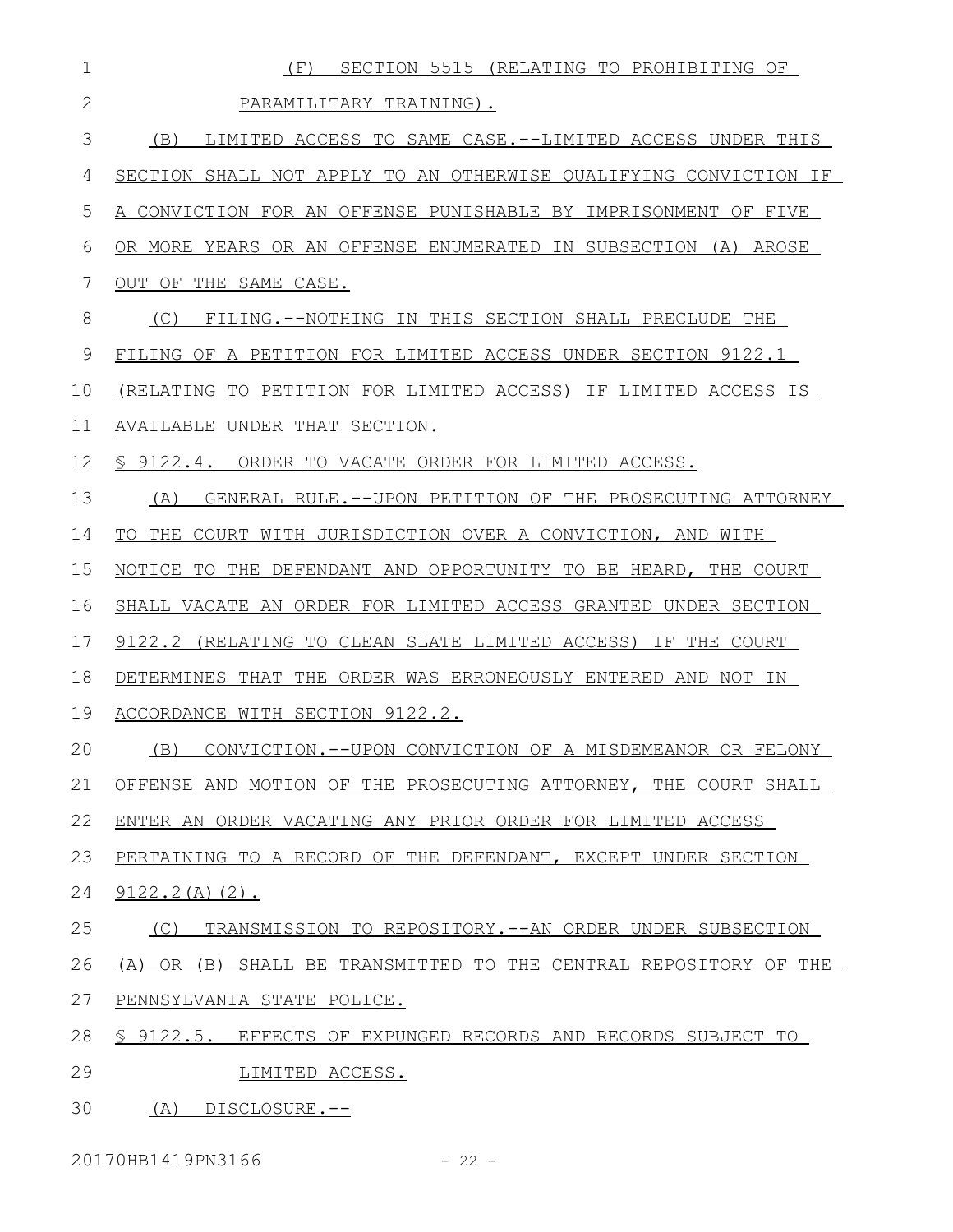(F) SECTION 5515 (RELATING TO PROHIBITING OF PARAMILITARY TRAINING).

(B) LIMITED ACCESS TO SAME CASE.--LIMITED ACCESS UNDER THIS SECTION SHALL NOT APPLY TO AN OTHERWISE QUALIFYING CONVICTION IF A CONVICTION FOR AN OFFENSE PUNISHABLE BY IMPRISONMENT OF FIVE OR MORE YEARS OR AN OFFENSE ENUMERATED IN SUBSECTION (A) AROSE OUT OF THE SAME CASE.

(C) FILING.--NOTHING IN THIS SECTION SHALL PRECLUDE THE FILING OF A PETITION FOR LIMITED ACCESS UNDER SECTION 9122.1 (RELATING TO PETITION FOR LIMITED ACCESS) IF LIMITED ACCESS IS AVAILABLE UNDER THAT SECTION.

§ 9122.4. ORDER TO VACATE ORDER FOR LIMITED ACCESS.

(A) GENERAL RULE.--UPON PETITION OF THE PROSECUTING ATTORNEY TO THE COURT WITH JURISDICTION OVER A CONVICTION, AND WITH NOTICE TO THE DEFENDANT AND OPPORTUNITY TO BE HEARD, THE COURT SHALL VACATE AN ORDER FOR LIMITED ACCESS GRANTED UNDER SECTION 9122.2 (RELATING TO CLEAN SLATE LIMITED ACCESS) IF THE COURT DETERMINES THAT THE ORDER WAS ERRONEOUSLY ENTERED AND NOT IN ACCORDANCE WITH SECTION 9122.2.

(B) CONVICTION.--UPON CONVICTION OF A MISDEMEANOR OR FELONY OFFENSE AND MOTION OF THE PROSECUTING ATTORNEY, THE COURT SHALL ENTER AN ORDER VACATING ANY PRIOR ORDER FOR LIMITED ACCESS PERTAINING TO A RECORD OF THE DEFENDANT, EXCEPT UNDER SECTION 9122.2(A)(2).

(C) TRANSMISSION TO REPOSITORY.--AN ORDER UNDER SUBSECTION (A) OR (B) SHALL BE TRANSMITTED TO THE CENTRAL REPOSITORY OF THE PENNSYLVANIA STATE POLICE.

§ 9122.5. EFFECTS OF EXPUNGED RECORDS AND RECORDS SUBJECT TO LIMITED ACCESS.

(A) DISCLOSURE.--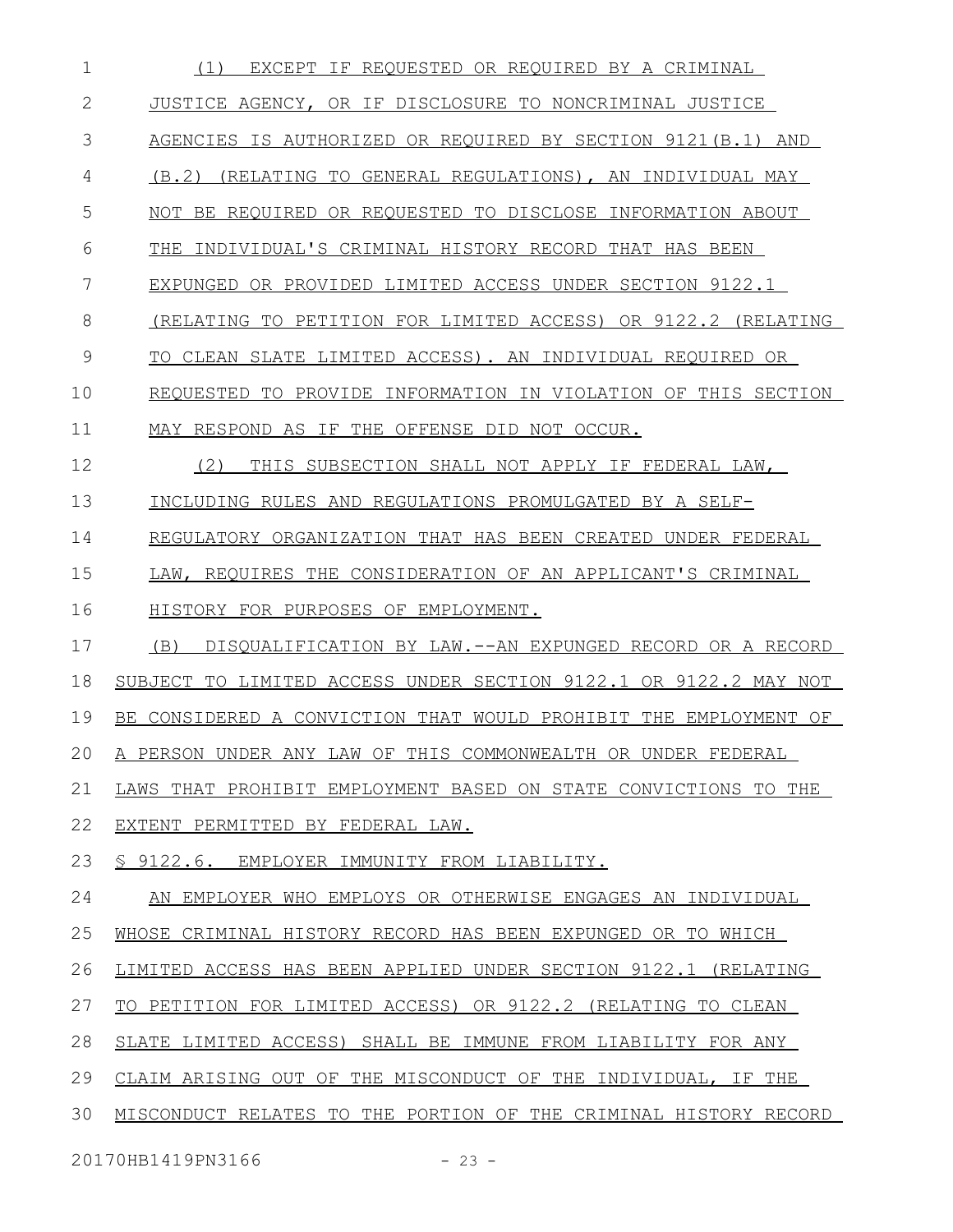(1) EXCEPT IF REQUESTED OR REQUIRED BY A CRIMINAL JUSTICE AGENCY, OR IF DISCLOSURE TO NONCRIMINAL JUSTICE AGENCIES IS AUTHORIZED OR REQUIRED BY SECTION 9121(B.1) AND (B.2) (RELATING TO GENERAL REGULATIONS), AN INDIVIDUAL MAY NOT BE REQUIRED OR REQUESTED TO DISCLOSE INFORMATION ABOUT THE INDIVIDUAL'S CRIMINAL HISTORY RECORD THAT HAS BEEN EXPUNGED OR PROVIDED LIMITED ACCESS UNDER SECTION 9122.1 (RELATING TO PETITION FOR LIMITED ACCESS) OR 9122.2 (RELATING TO CLEAN SLATE LIMITED ACCESS). AN INDIVIDUAL REQUIRED OR REQUESTED TO PROVIDE INFORMATION IN VIOLATION OF THIS SECTION MAY RESPOND AS IF THE OFFENSE DID NOT OCCUR.

(2) THIS SUBSECTION SHALL NOT APPLY IF FEDERAL LAW, INCLUDING RULES AND REGULATIONS PROMULGATED BY A SELF-REGULATORY ORGANIZATION THAT HAS BEEN CREATED UNDER FEDERAL LAW, REQUIRES THE CONSIDERATION OF AN APPLICANT'S CRIMINAL HISTORY FOR PURPOSES OF EMPLOYMENT.

(B) DISQUALIFICATION BY LAW.--AN EXPUNGED RECORD OR A RECORD SUBJECT TO LIMITED ACCESS UNDER SECTION 9122.1 OR 9122.2 MAY NOT BE CONSIDERED A CONVICTION THAT WOULD PROHIBIT THE EMPLOYMENT OF A PERSON UNDER ANY LAW OF THIS COMMONWEALTH OR UNDER FEDERAL LAWS THAT PROHIBIT EMPLOYMENT BASED ON STATE CONVICTIONS TO THE EXTENT PERMITTED BY FEDERAL LAW.

§ 9122.6. EMPLOYER IMMUNITY FROM LIABILITY.

AN EMPLOYER WHO EMPLOYS OR OTHERWISE ENGAGES AN INDIVIDUAL WHOSE CRIMINAL HISTORY RECORD HAS BEEN EXPUNGED OR TO WHICH LIMITED ACCESS HAS BEEN APPLIED UNDER SECTION 9122.1 (RELATING TO PETITION FOR LIMITED ACCESS) OR 9122.2 (RELATING TO CLEAN SLATE LIMITED ACCESS) SHALL BE IMMUNE FROM LIABILITY FOR ANY CLAIM ARISING OUT OF THE MISCONDUCT OF THE INDIVIDUAL, IF THE MISCONDUCT RELATES TO THE PORTION OF THE CRIMINAL HISTORY RECORD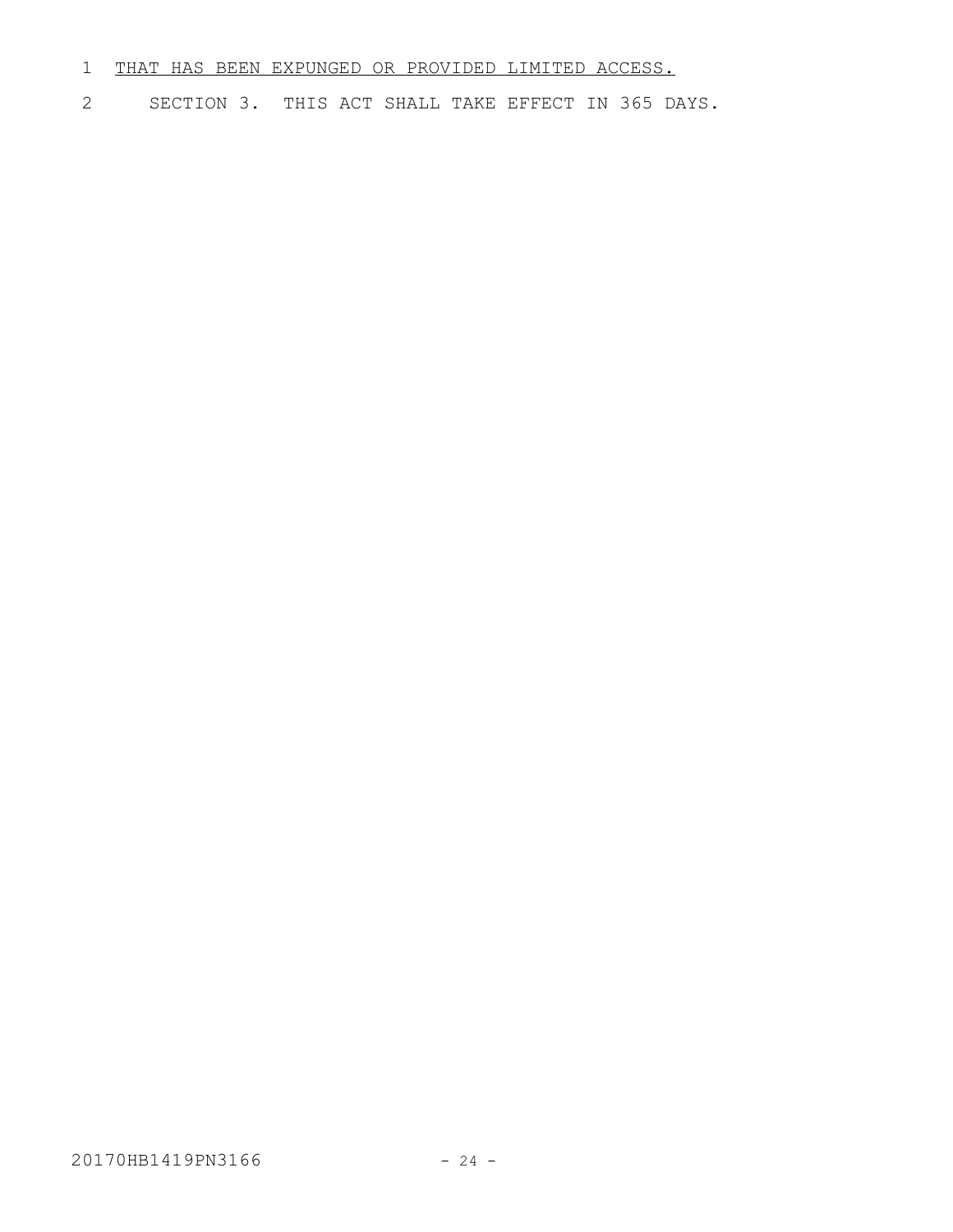THAT HAS BEEN EXPUNGED OR PROVIDED LIMITED ACCESS.

SECTION 3. THIS ACT SHALL TAKE EFFECT IN 365 DAYS.